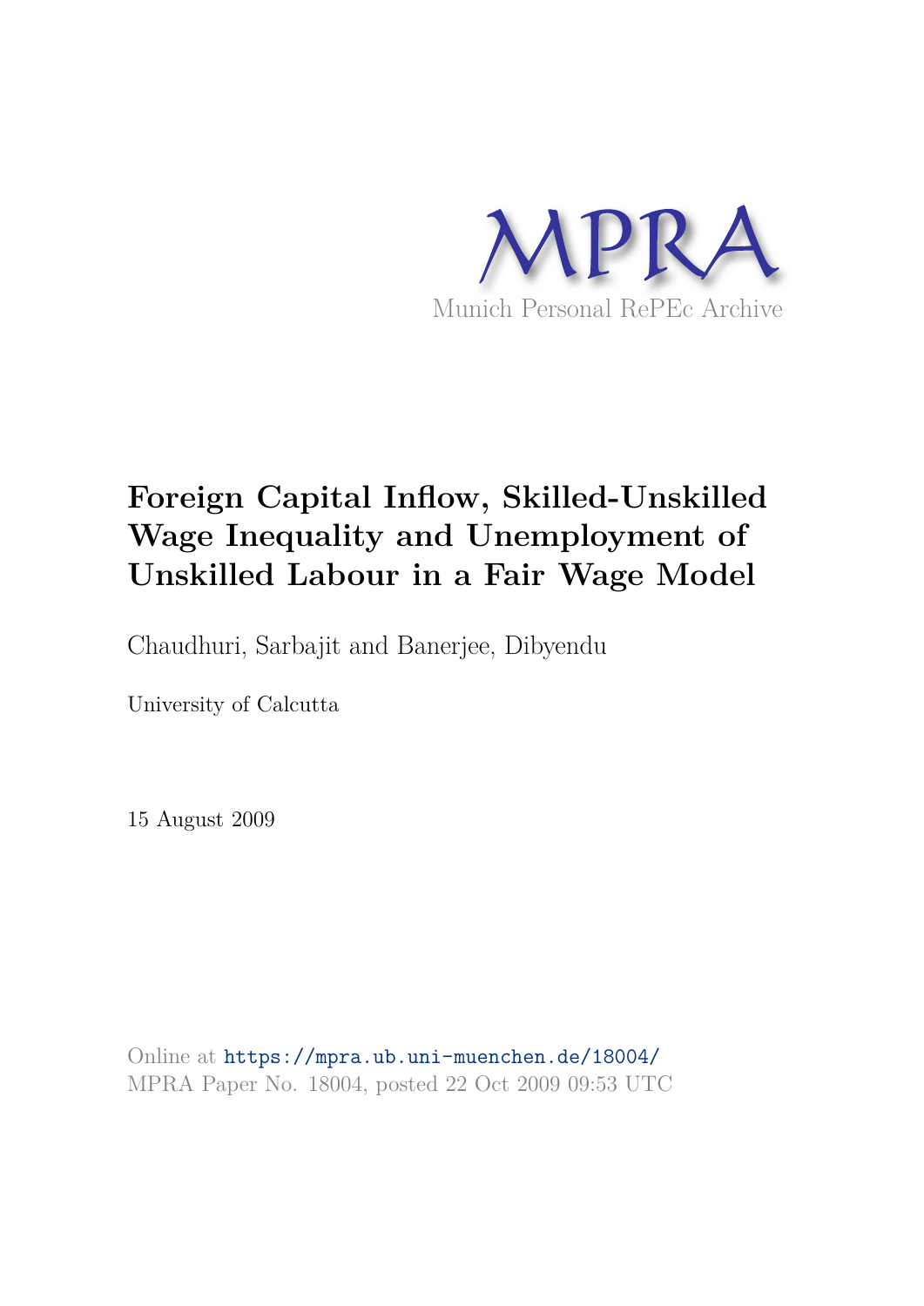MPRA

Munich Personal RePEc Archive

# Foreign Capital Inflow, Skilled-Unskilled Wage Inequality and Unemployment of Unskilled Labour in a Fair Wage Model

Chaudhuri, Sarbajit and Banerjee, Dibyendu

University of Calcutta

15 August 2009

Online at https://mpra.ub.uni-muenchen.de/18004/
MPRA Paper No. 18004, posted 22 Oct 2009 09:53 UTC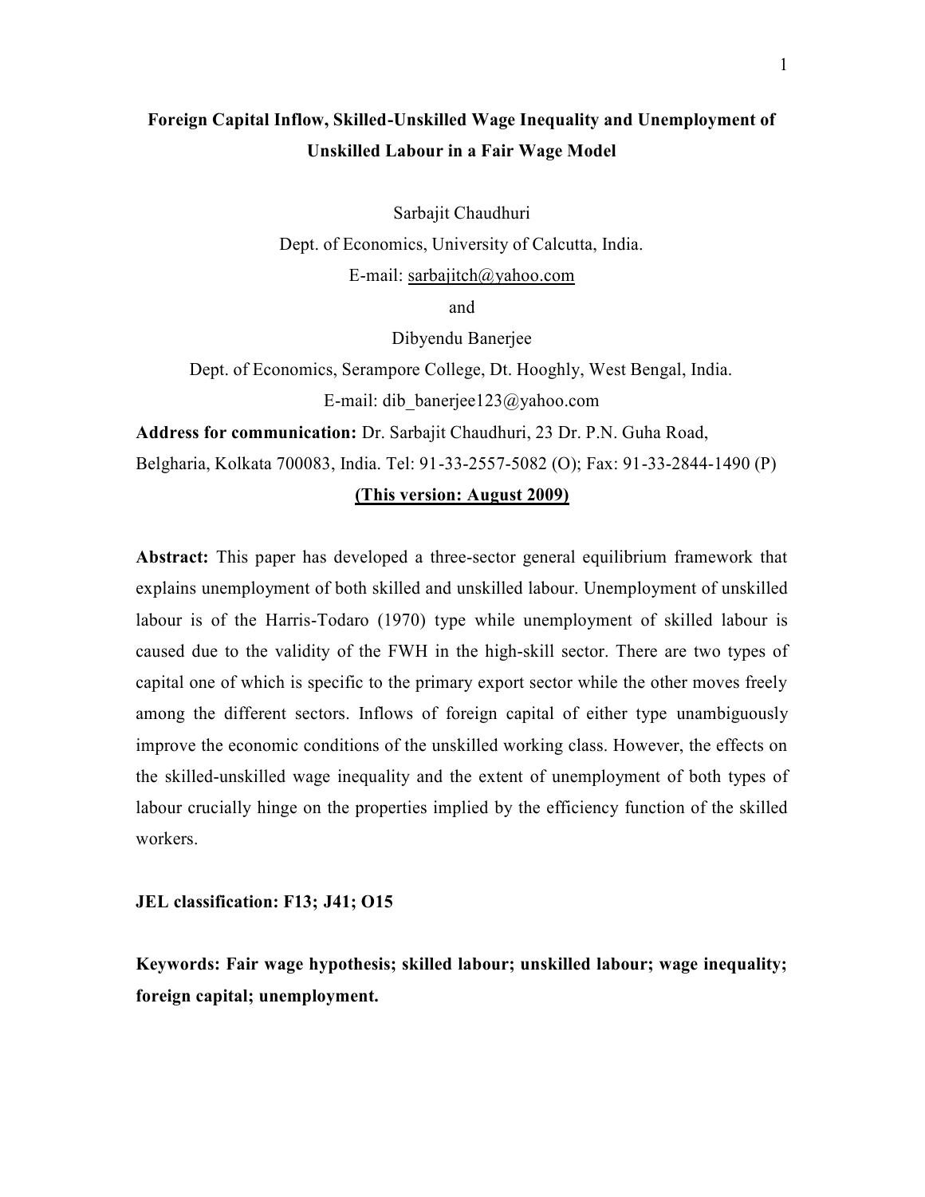# Foreign Capital Inflow, Skilled-Unskilled Wage Inequality and Unemployment of Unskilled Labour in a Fair Wage Model

Sarbajit Chaudhuri

Dept. of Economics, University of Calcutta, India.

E-mail: sarbajitch@yahoo.com

and

Dibyendu Banerjee

Dept. of Economics, Serampore College, Dt. Hooghly, West Bengal, India.

E-mail: dib_banerjee123@yahoo.com

**Address for communication:** Dr. Sarbajit Chaudhuri, 23 Dr. P.N. Guha Road, Belgharia, Kolkata 700083, India. Tel: 91-33-2557-5082 (O); Fax: 91-33-2844-1490 (P)

**(This version: August 2009)**

**Abstract:** This paper has developed a three-sector general equilibrium framework that explains unemployment of both skilled and unskilled labour. Unemployment of unskilled labour is of the Harris-Todaro (1970) type while unemployment of skilled labour is caused due to the validity of the FWH in the high-skill sector. There are two types of capital one of which is specific to the primary export sector while the other moves freely among the different sectors. Inflows of foreign capital of either type unambiguously improve the economic conditions of the unskilled working class. However, the effects on the skilled-unskilled wage inequality and the extent of unemployment of both types of labour crucially hinge on the properties implied by the efficiency function of the skilled workers.

**JEL classification: F13; J41; O15**

**Keywords: Fair wage hypothesis; skilled labour; unskilled labour; wage inequality; foreign capital; unemployment.**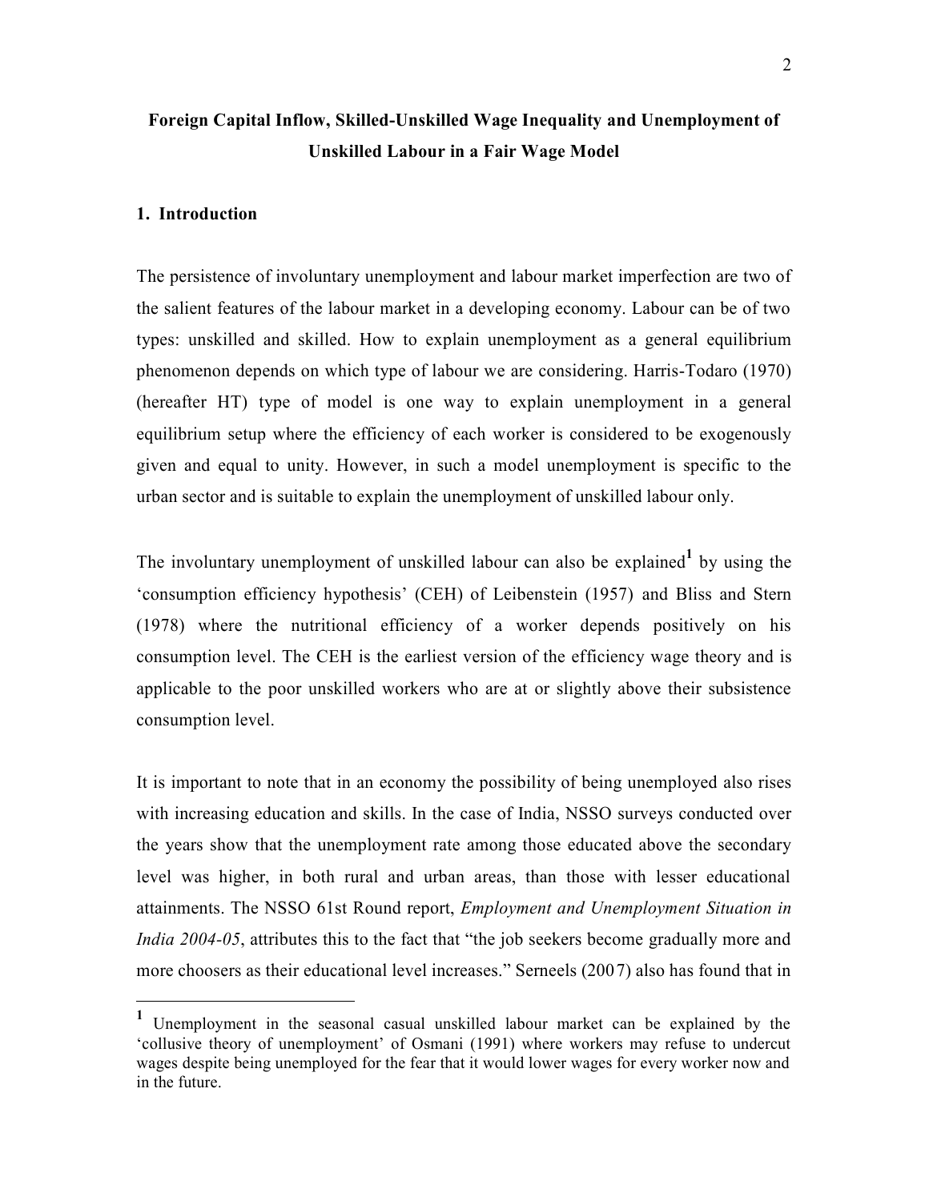**Foreign Capital Inflow, Skilled-Unskilled Wage Inequality and Unemployment of Unskilled Labour in a Fair Wage Model**

## 1. Introduction

The persistence of involuntary unemployment and labour market imperfection are two of the salient features of the labour market in a developing economy. Labour can be of two types: unskilled and skilled. How to explain unemployment as a general equilibrium phenomenon depends on which type of labour we are considering. Harris-Todaro (1970) (hereafter HT) type of model is one way to explain unemployment in a general equilibrium setup where the efficiency of each worker is considered to be exogenously given and equal to unity. However, in such a model unemployment is specific to the urban sector and is suitable to explain the unemployment of unskilled labour only.

The involuntary unemployment of unskilled labour can also be explained[1] by using the 'consumption efficiency hypothesis' (CEH) of Leibenstein (1957) and Bliss and Stern (1978) where the nutritional efficiency of a worker depends positively on his consumption level. The CEH is the earliest version of the efficiency wage theory and is applicable to the poor unskilled workers who are at or slightly above their subsistence consumption level.

It is important to note that in an economy the possibility of being unemployed also rises with increasing education and skills. In the case of India, NSSO surveys conducted over the years show that the unemployment rate among those educated above the secondary level was higher, in both rural and urban areas, than those with lesser educational attainments. The NSSO 61st Round report, *Employment and Unemployment Situation in India 2004-05*, attributes this to the fact that "the job seekers become gradually more and more choosers as their educational level increases." Serneels (2007) also has found that in

[1] Unemployment in the seasonal casual unskilled labour market can be explained by the 'collusive theory of unemployment' of Osmani (1991) where workers may refuse to undercut wages despite being unemployed for the fear that it would lower wages for every worker now and in the future.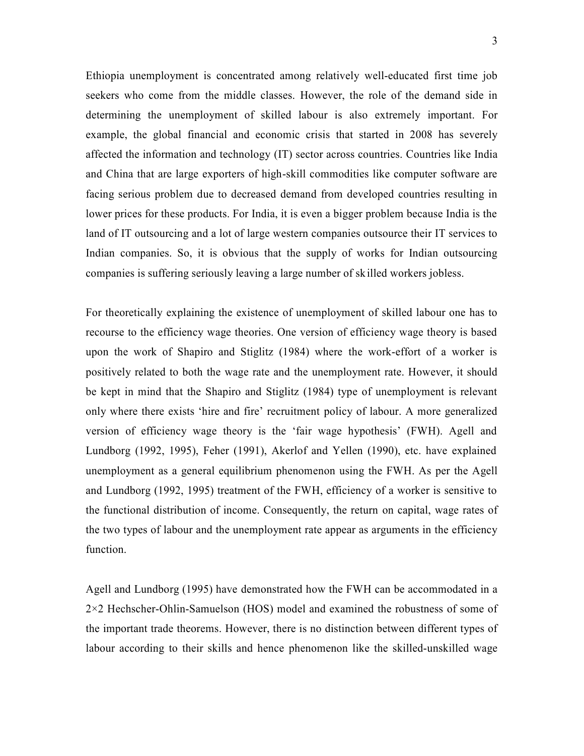Ethiopia unemployment is concentrated among relatively well-educated first time job seekers who come from the middle classes. However, the role of the demand side in determining the unemployment of skilled labour is also extremely important. For example, the global financial and economic crisis that started in 2008 has severely affected the information and technology (IT) sector across countries. Countries like India and China that are large exporters of high-skill commodities like computer software are facing serious problem due to decreased demand from developed countries resulting in lower prices for these products. For India, it is even a bigger problem because India is the land of IT outsourcing and a lot of large western companies outsource their IT services to Indian companies. So, it is obvious that the supply of works for Indian outsourcing companies is suffering seriously leaving a large number of skilled workers jobless.

For theoretically explaining the existence of unemployment of skilled labour one has to recourse to the efficiency wage theories. One version of efficiency wage theory is based upon the work of Shapiro and Stiglitz (1984) where the work-effort of a worker is positively related to both the wage rate and the unemployment rate. However, it should be kept in mind that the Shapiro and Stiglitz (1984) type of unemployment is relevant only where there exists 'hire and fire' recruitment policy of labour. A more generalized version of efficiency wage theory is the 'fair wage hypothesis' (FWH). Agell and Lundborg (1992, 1995), Feher (1991), Akerlof and Yellen (1990), etc. have explained unemployment as a general equilibrium phenomenon using the FWH. As per the Agell and Lundborg (1992, 1995) treatment of the FWH, efficiency of a worker is sensitive to the functional distribution of income. Consequently, the return on capital, wage rates of the two types of labour and the unemployment rate appear as arguments in the efficiency function.

Agell and Lundborg (1995) have demonstrated how the FWH can be accommodated in a 2×2 Hechscher-Ohlin-Samuelson (HOS) model and examined the robustness of some of the important trade theorems. However, there is no distinction between different types of labour according to their skills and hence phenomenon like the skilled-unskilled wage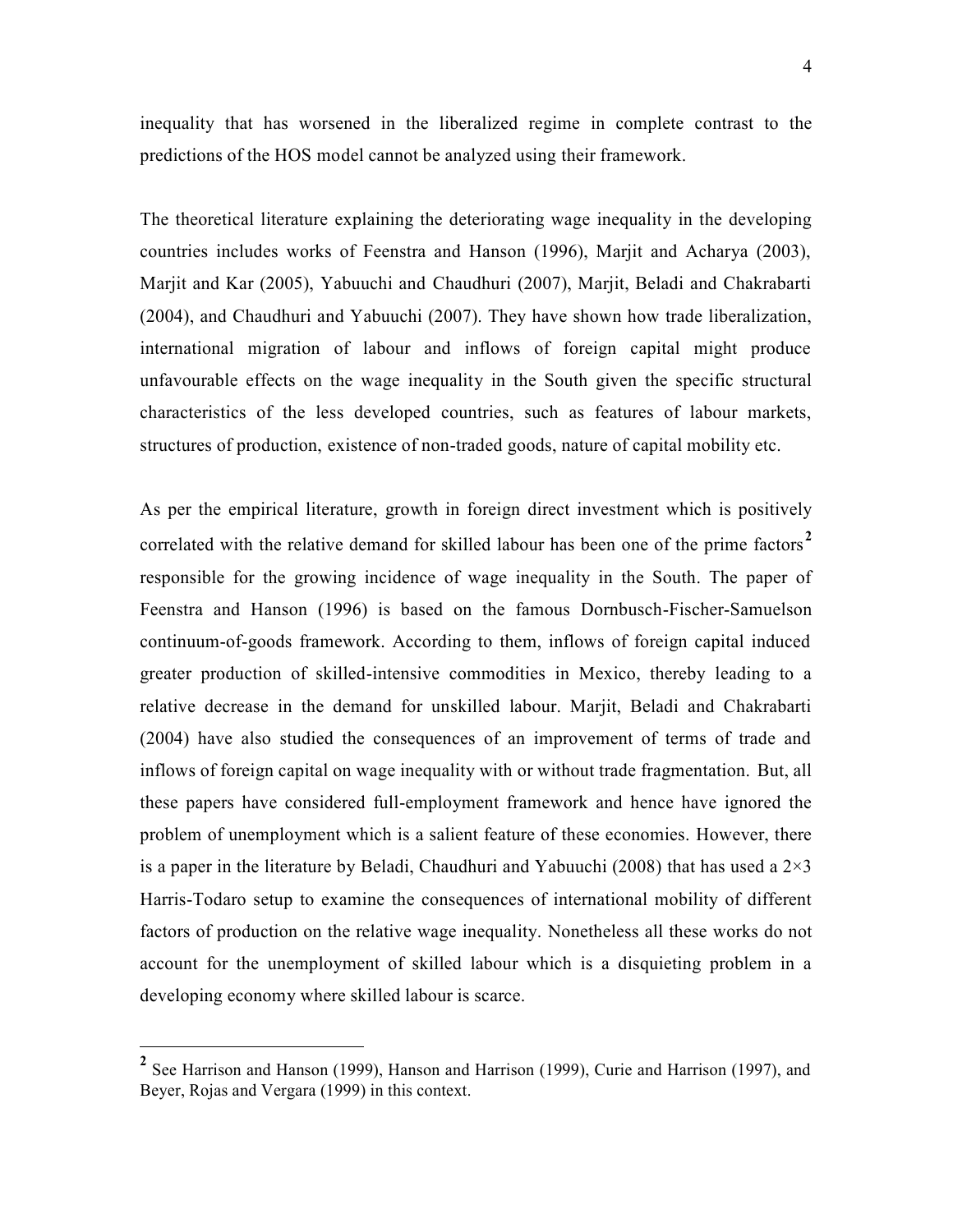inequality that has worsened in the liberalized regime in complete contrast to the predictions of the HOS model cannot be analyzed using their framework.

The theoretical literature explaining the deteriorating wage inequality in the developing countries includes works of Feenstra and Hanson (1996), Marjit and Acharya (2003), Marjit and Kar (2005), Yabuuchi and Chaudhuri (2007), Marjit, Beladi and Chakrabarti (2004), and Chaudhuri and Yabuuchi (2007). They have shown how trade liberalization, international migration of labour and inflows of foreign capital might produce unfavourable effects on the wage inequality in the South given the specific structural characteristics of the less developed countries, such as features of labour markets, structures of production, existence of non-traded goods, nature of capital mobility etc.

As per the empirical literature, growth in foreign direct investment which is positively correlated with the relative demand for skilled labour has been one of the prime factors[2] responsible for the growing incidence of wage inequality in the South. The paper of Feenstra and Hanson (1996) is based on the famous Dornbusch-Fischer-Samuelson continuum-of-goods framework. According to them, inflows of foreign capital induced greater production of skilled-intensive commodities in Mexico, thereby leading to a relative decrease in the demand for unskilled labour. Marjit, Beladi and Chakrabarti (2004) have also studied the consequences of an improvement of terms of trade and inflows of foreign capital on wage inequality with or without trade fragmentation. But, all these papers have considered full-employment framework and hence have ignored the problem of unemployment which is a salient feature of these economies. However, there is a paper in the literature by Beladi, Chaudhuri and Yabuuchi (2008) that has used a $2 \times 3$ Harris-Todaro setup to examine the consequences of international mobility of different factors of production on the relative wage inequality. Nonetheless all these works do not account for the unemployment of skilled labour which is a disquieting problem in a developing economy where skilled labour is scarce.

---

[2] See Harrison and Hanson (1999), Hanson and Harrison (1999), Curie and Harrison (1997), and Beyer, Rojas and Vergara (1999) in this context.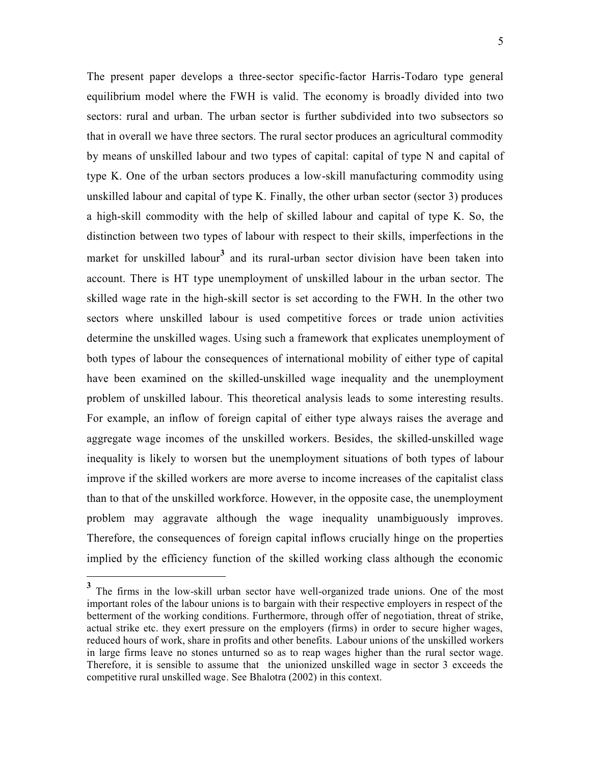The present paper develops a three-sector specific-factor Harris-Todaro type general equilibrium model where the FWH is valid. The economy is broadly divided into two sectors: rural and urban. The urban sector is further subdivided into two subsectors so that in overall we have three sectors. The rural sector produces an agricultural commodity by means of unskilled labour and two types of capital: capital of type N and capital of type K. One of the urban sectors produces a low-skill manufacturing commodity using unskilled labour and capital of type K. Finally, the other urban sector (sector 3) produces a high-skill commodity with the help of skilled labour and capital of type K. So, the distinction between two types of labour with respect to their skills, imperfections in the market for unskilled labour[3] and its rural-urban sector division have been taken into account. There is HT type unemployment of unskilled labour in the urban sector. The skilled wage rate in the high-skill sector is set according to the FWH. In the other two sectors where unskilled labour is used competitive forces or trade union activities determine the unskilled wages. Using such a framework that explicates unemployment of both types of labour the consequences of international mobility of either type of capital have been examined on the skilled-unskilled wage inequality and the unemployment problem of unskilled labour. This theoretical analysis leads to some interesting results. For example, an inflow of foreign capital of either type always raises the average and aggregate wage incomes of the unskilled workers. Besides, the skilled-unskilled wage inequality is likely to worsen but the unemployment situations of both types of labour improve if the skilled workers are more averse to income increases of the capitalist class than to that of the unskilled workforce. However, in the opposite case, the unemployment problem may aggravate although the wage inequality unambiguously improves. Therefore, the consequences of foreign capital inflows crucially hinge on the properties implied by the efficiency function of the skilled working class although the economic

---

[3] The firms in the low-skill urban sector have well-organized trade unions. One of the most important roles of the labour unions is to bargain with their respective employers in respect of the betterment of the working conditions. Furthermore, through offer of negotiation, threat of strike, actual strike etc. they exert pressure on the employers (firms) in order to secure higher wages, reduced hours of work, share in profits and other benefits. Labour unions of the unskilled workers in large firms leave no stones unturned so as to reap wages higher than the rural sector wage. Therefore, it is sensible to assume that the unionized unskilled wage in sector 3 exceeds the competitive rural unskilled wage. See Bhalotra (2002) in this context.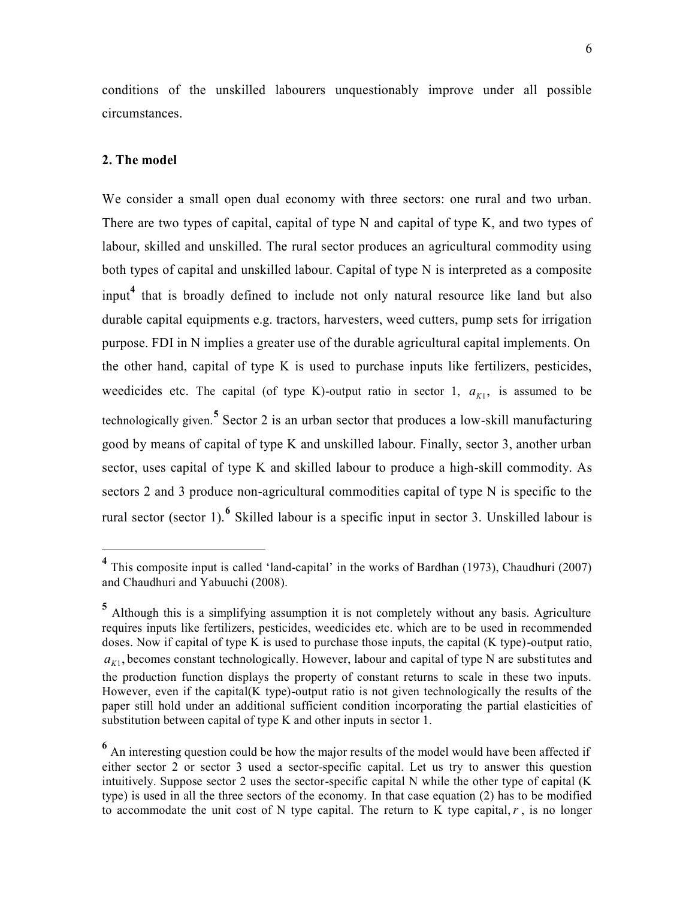conditions of the unskilled labourers unquestionably improve under all possible circumstances.

## 2. The model

We consider a small open dual economy with three sectors: one rural and two urban. There are two types of capital, capital of type N and capital of type K, and two types of labour, skilled and unskilled. The rural sector produces an agricultural commodity using both types of capital and unskilled labour. Capital of type N is interpreted as a composite input[4] that is broadly defined to include not only natural resource like land but also durable capital equipments e.g. tractors, harvesters, weed cutters, pump sets for irrigation purpose. FDI in N implies a greater use of the durable agricultural capital implements. On the other hand, capital of type K is used to purchase inputs like fertilizers, pesticides, weedicides etc. The capital (of type K)-output ratio in sector 1, $a_{K1}$, is assumed to be technologically given.[5] Sector 2 is an urban sector that produces a low-skill manufacturing good by means of capital of type K and unskilled labour. Finally, sector 3, another urban sector, uses capital of type K and skilled labour to produce a high-skill commodity. As sectors 2 and 3 produce non-agricultural commodities capital of type N is specific to the rural sector (sector 1).[6] Skilled labour is a specific input in sector 3. Unskilled labour is

---

[4] This composite input is called 'land-capital' in the works of Bardhan (1973), Chaudhuri (2007) and Chaudhuri and Yabuuchi (2008).

[5] Although this is a simplifying assumption it is not completely without any basis. Agriculture requires inputs like fertilizers, pesticides, weedicides etc. which are to be used in recommended doses. Now if capital of type K is used to purchase those inputs, the capital (K type)-output ratio, $a_{K1}$, becomes constant technologically. However, labour and capital of type N are substitutes and the production function displays the property of constant returns to scale in these two inputs. However, even if the capital(K type)-output ratio is not given technologically the results of the paper still hold under an additional sufficient condition incorporating the partial elasticities of substitution between capital of type K and other inputs in sector 1.

[6] An interesting question could be how the major results of the model would have been affected if either sector 2 or sector 3 used a sector-specific capital. Let us try to answer this question intuitively. Suppose sector 2 uses the sector-specific capital N while the other type of capital (K type) is used in all the three sectors of the economy. In that case equation (2) has to be modified to accommodate the unit cost of N type capital. The return to K type capital, $r$, is no longer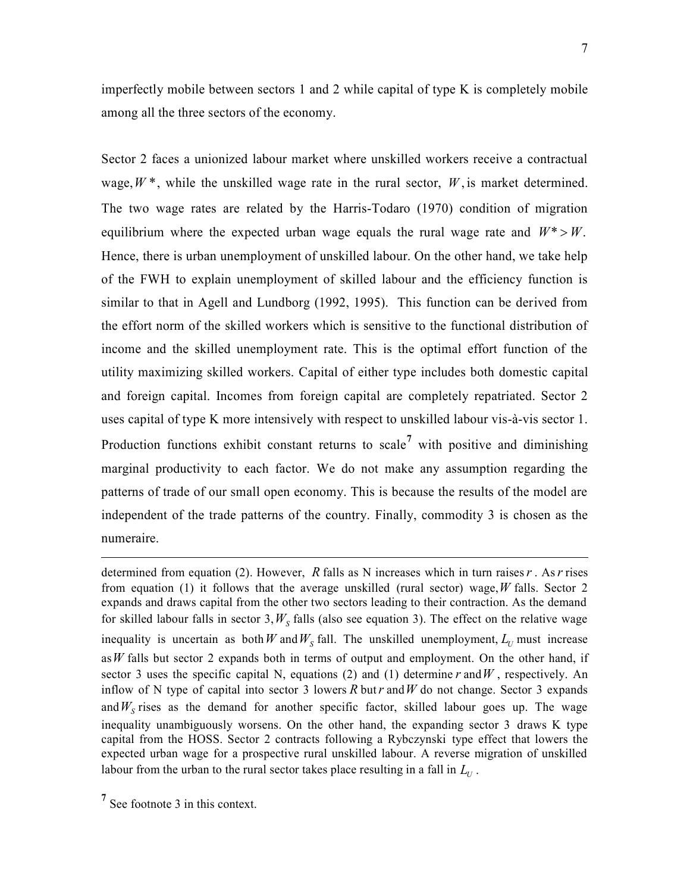imperfectly mobile between sectors 1 and 2 while capital of type K is completely mobile among all the three sectors of the economy.

Sector 2 faces a unionized labour market where unskilled workers receive a contractual wage, $W^*$, while the unskilled wage rate in the rural sector, $W$, is market determined. The two wage rates are related by the Harris-Todaro (1970) condition of migration equilibrium where the expected urban wage equals the rural wage rate and $W^* > W$. Hence, there is urban unemployment of unskilled labour. On the other hand, we take help of the FWH to explain unemployment of skilled labour and the efficiency function is similar to that in Agell and Lundborg (1992, 1995). This function can be derived from the effort norm of the skilled workers which is sensitive to the functional distribution of income and the skilled unemployment rate. This is the optimal effort function of the utility maximizing skilled workers. Capital of either type includes both domestic capital and foreign capital. Incomes from foreign capital are completely repatriated. Sector 2 uses capital of type K more intensively with respect to unskilled labour vis-à-vis sector 1. Production functions exhibit constant returns to scale[7] with positive and diminishing marginal productivity to each factor. We do not make any assumption regarding the patterns of trade of our small open economy. This is because the results of the model are independent of the trade patterns of the country. Finally, commodity 3 is chosen as the numeraire.

---

determined from equation (2). However, $R$ falls as N increases which in turn raises $r$. As $r$ rises from equation (1) it follows that the average unskilled (rural sector) wage, $W$ falls. Sector 2 expands and draws capital from the other two sectors leading to their contraction. As the demand for skilled labour falls in sector 3, $W_S$ falls (also see equation 3). The effect on the relative wage inequality is uncertain as both $W$ and $W_S$ fall. The unskilled unemployment, $L_U$ must increase as $W$ falls but sector 2 expands both in terms of output and employment. On the other hand, if sector 3 uses the specific capital N, equations (2) and (1) determine $r$ and $W$, respectively. An inflow of N type of capital into sector 3 lowers $R$ but $r$ and $W$ do not change. Sector 3 expands and $W_S$ rises as the demand for another specific factor, skilled labour goes up. The wage inequality unambiguously worsens. On the other hand, the expanding sector 3 draws K type capital from the HOSS. Sector 2 contracts following a Rybczynski type effect that lowers the expected urban wage for a prospective rural unskilled labour. A reverse migration of unskilled labour from the urban to the rural sector takes place resulting in a fall in $L_U$.

[7] See footnote 3 in this context.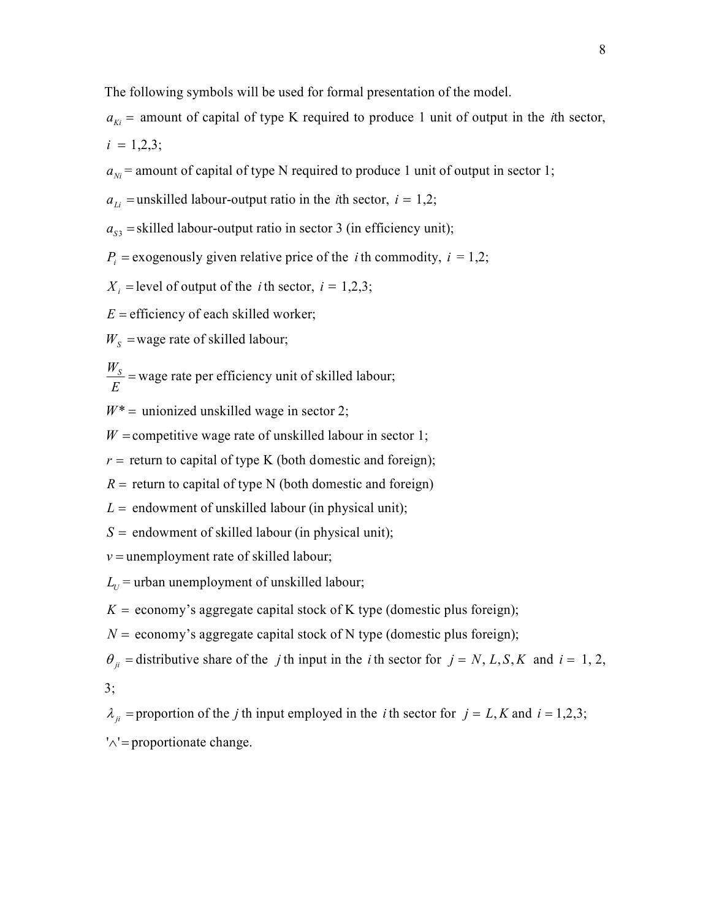The following symbols will be used for formal presentation of the model.

$a_{Ki} =$ amount of capital of type K required to produce 1 unit of output in the *i*th sector, $i = 1,2,3$;

$a_{Ni} =$ amount of capital of type N required to produce 1 unit of output in sector 1;

$a_{Li} =$ unskilled labour-output ratio in the *i*th sector, $i = 1,2$;

$a_{S3} =$ skilled labour-output ratio in sector 3 (in efficiency unit);

$P_i =$ exogenously given relative price of the $i$th commodity, $i = 1,2$;

$X_i =$ level of output of the $i$th sector, $i = 1,2,3$;

$E =$ efficiency of each skilled worker;

$W_S =$ wage rate of skilled labour;

$\frac{W_S}{E} =$ wage rate per efficiency unit of skilled labour;

$W^* =$ unionized unskilled wage in sector 2;

$W =$ competitive wage rate of unskilled labour in sector 1;

$r =$ return to capital of type K (both domestic and foreign);

$R =$ return to capital of type N (both domestic and foreign)

$L =$ endowment of unskilled labour (in physical unit);

$S =$ endowment of skilled labour (in physical unit);

$v =$ unemployment rate of skilled labour;

$L_U =$ urban unemployment of unskilled labour;

$K =$ economy's aggregate capital stock of K type (domestic plus foreign);

$N =$ economy's aggregate capital stock of N type (domestic plus foreign);

$\theta_{ji} =$ distributive share of the $j$th input in the $i$th sector for $j = N, L, S, K$ and $i =$ 1, 2, 3;

$\lambda_{ji} =$ proportion of the $j$th input employed in the $i$th sector for $j = L, K$ and $i = 1,2,3$;

$'\wedge' =$ proportionate change.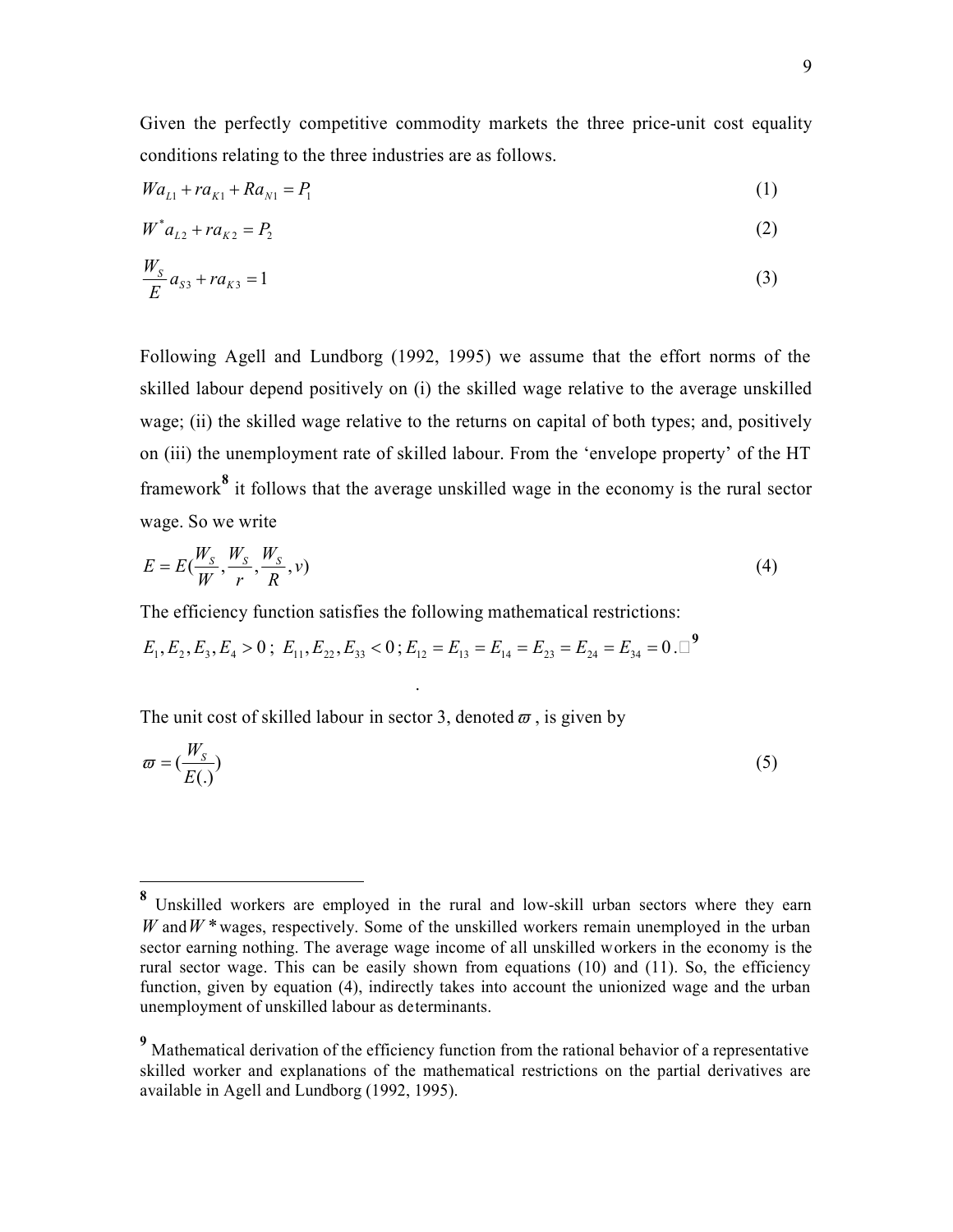Given the perfectly competitive commodity markets the three price-unit cost equality conditions relating to the three industries are as follows.

$$Wa_{L1} + ra_{K1} + Ra_{N1} = P_1 \tag{1}$$

$$W^* a_{L2} + ra_{K2} = P_2 \tag{2}$$

$$\frac{W_S}{E} a_{S3} + ra_{K3} = 1 \tag{3}$$

Following Agell and Lundborg (1992, 1995) we assume that the effort norms of the skilled labour depend positively on (i) the skilled wage relative to the average unskilled wage; (ii) the skilled wage relative to the returns on capital of both types; and, positively on (iii) the unemployment rate of skilled labour. From the 'envelope property' of the HT framework[8] it follows that the average unskilled wage in the economy is the rural sector wage. So we write

$$E = E(\frac{W_S}{W}, \frac{W_S}{r}, \frac{W_S}{R}, v) \tag{4}$$

The efficiency function satisfies the following mathematical restrictions:

$E_1, E_2, E_3, E_4 > 0$; $E_{11}, E_{22}, E_{33} < 0$; $E_{12} = E_{13} = E_{14} = E_{23} = E_{24} = E_{34} = 0$.[9]

The unit cost of skilled labour in sector 3, denoted $\varpi$, is given by

$$\varpi = (\frac{W_S}{E(.)}) \tag{5}$$

---

[8] Unskilled workers are employed in the rural and low-skill urban sectors where they earn $W$ and $W^*$ wages, respectively. Some of the unskilled workers remain unemployed in the urban sector earning nothing. The average wage income of all unskilled workers in the economy is the rural sector wage. This can be easily shown from equations (10) and (11). So, the efficiency function, given by equation (4), indirectly takes into account the unionized wage and the urban unemployment of unskilled labour as determinants.

[9] Mathematical derivation of the efficiency function from the rational behavior of a representative skilled worker and explanations of the mathematical restrictions on the partial derivatives are available in Agell and Lundborg (1992, 1995).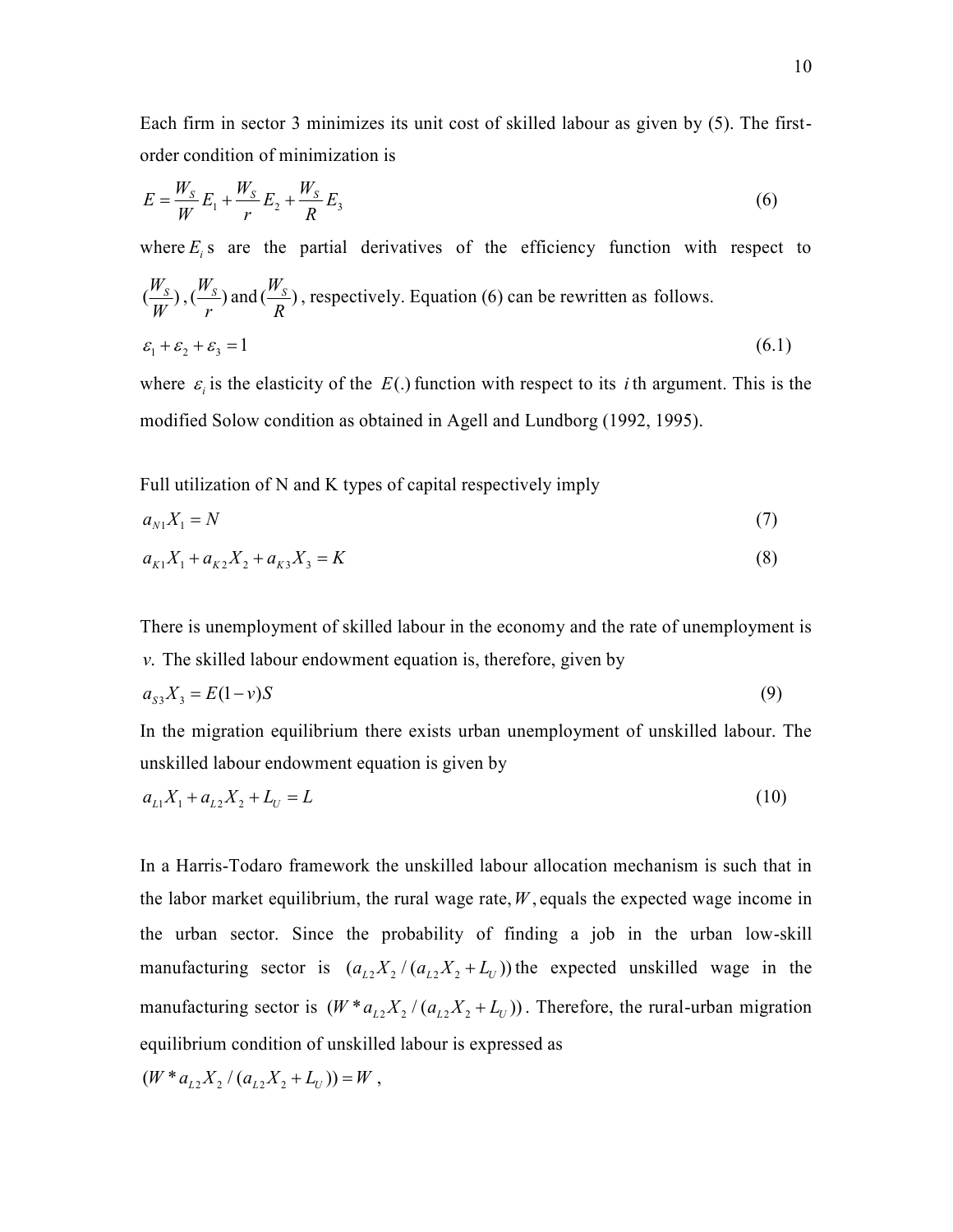Each firm in sector 3 minimizes its unit cost of skilled labour as given by (5). The first-order condition of minimization is

$$E = \frac{W_S}{W} E_1 + \frac{W_S}{r} E_2 + \frac{W_S}{R} E_3 \tag{6}$$

where $E_i$s are the partial derivatives of the efficiency function with respect to $(\frac{W_S}{W})$, $(\frac{W_S}{r})$ and $(\frac{W_S}{R})$, respectively. Equation (6) can be rewritten as follows.

$$\varepsilon_1 + \varepsilon_2 + \varepsilon_3 = 1 \tag{6.1}$$

where $\varepsilon_i$ is the elasticity of the $E(.)$ function with respect to its $i$th argument. This is the modified Solow condition as obtained in Agell and Lundborg (1992, 1995).

Full utilization of N and K types of capital respectively imply

$$a_{N1} X_1 = N \tag{7}$$

$$a_{K1} X_1 + a_{K2} X_2 + a_{K3} X_3 = K \tag{8}$$

There is unemployment of skilled labour in the economy and the rate of unemployment is $v$. The skilled labour endowment equation is, therefore, given by

$$a_{S3} X_3 = E(1 - v)S \tag{9}$$

In the migration equilibrium there exists urban unemployment of unskilled labour. The unskilled labour endowment equation is given by

$$a_{L1} X_1 + a_{L2} X_2 + L_U = L \tag{10}$$

In a Harris-Todaro framework the unskilled labour allocation mechanism is such that in the labor market equilibrium, the rural wage rate, $W$, equals the expected wage income in the urban sector. Since the probability of finding a job in the urban low-skill manufacturing sector is $(a_{L2} X_2 / (a_{L2} X_2 + L_U))$ the expected unskilled wage in the manufacturing sector is $(W^* a_{L2} X_2 / (a_{L2} X_2 + L_U))$. Therefore, the rural-urban migration equilibrium condition of unskilled labour is expressed as

$$(W^* a_{L2} X_2 / (a_{L2} X_2 + L_U)) = W ,$$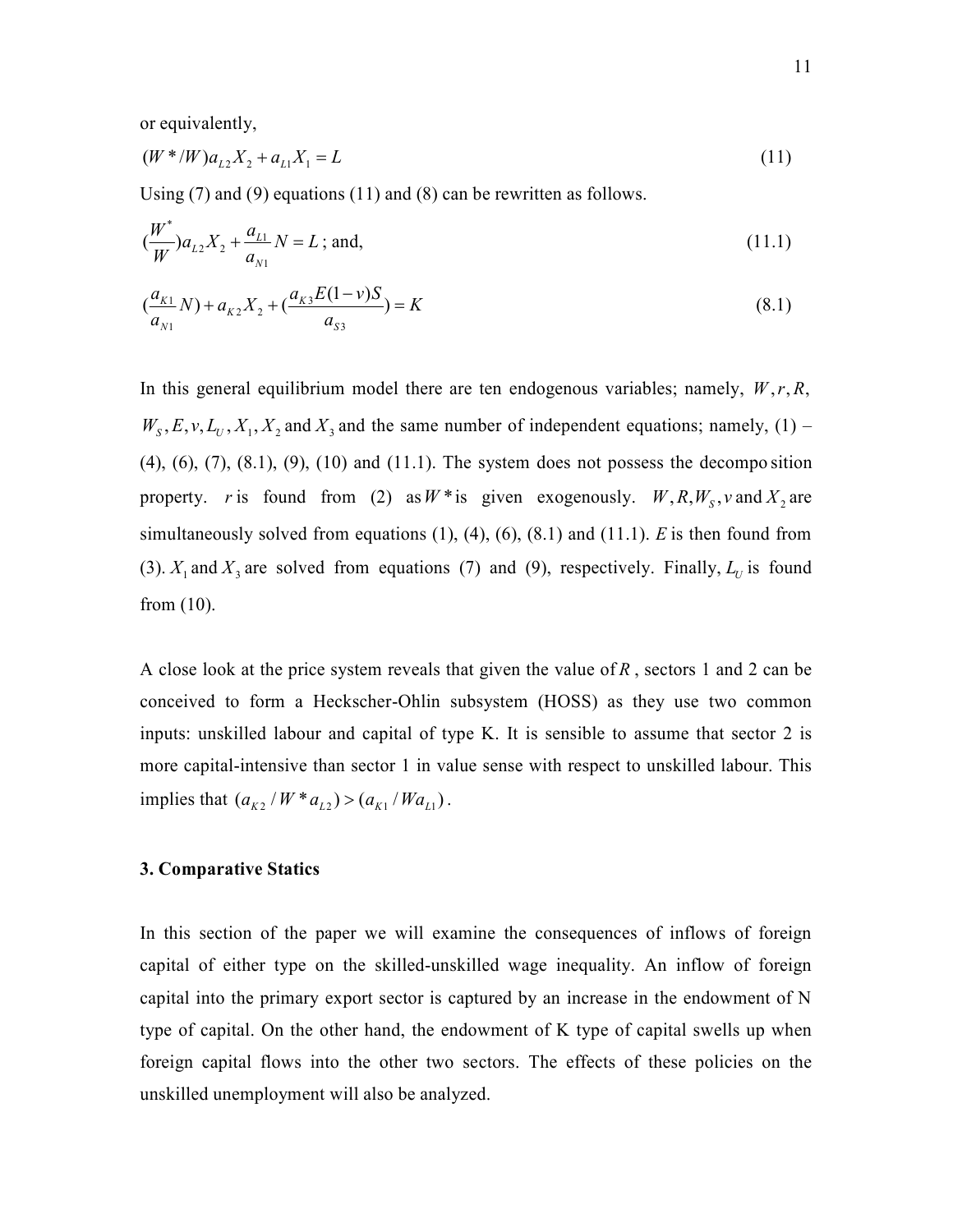or equivalently,

$$(W^*/W)a_{L2}X_2 + a_{L1}X_1 = L \tag{11}$$

Using (7) and (9) equations (11) and (8) can be rewritten as follows.

$$(\frac{W^*}{W})a_{L2}X_2 + \frac{a_{L1}}{a_{N1}}N = L \text{ ; and,} \tag{11.1}$$

$$(\frac{a_{K1}}{a_{N1}}N) + a_{K2}X_2 + (\frac{a_{K3}E(1-v)S}{a_{S3}}) = K \tag{8.1}$$

In this general equilibrium model there are ten endogenous variables; namely, $W, r, R, W_S, E, v, L_U, X_1, X_2$ and $X_3$ and the same number of independent equations; namely, (1) – (4), (6), (7), (8.1), (9), (10) and (11.1). The system does not possess the decompo sition property. $r$ is found from (2) as $W^*$ is given exogenously. $W, R, W_S, v$ and $X_2$ are simultaneously solved from equations (1), (4), (6), (8.1) and (11.1). $E$ is then found from (3). $X_1$ and $X_3$ are solved from equations (7) and (9), respectively. Finally, $L_U$ is found from (10).

A close look at the price system reveals that given the value of $R$, sectors 1 and 2 can be conceived to form a Heckscher-Ohlin subsystem (HOSS) as they use two common inputs: unskilled labour and capital of type K. It is sensible to assume that sector 2 is more capital-intensive than sector 1 in value sense with respect to unskilled labour. This implies that $(a_{K2}/W^*a_{L2}) > (a_{K1}/Wa_{L1})$.

### 3. Comparative Statics

In this section of the paper we will examine the consequences of inflows of foreign capital of either type on the skilled-unskilled wage inequality. An inflow of foreign capital into the primary export sector is captured by an increase in the endowment of N type of capital. On the other hand, the endowment of K type of capital swells up when foreign capital flows into the other two sectors. The effects of these policies on the unskilled unemployment will also be analyzed.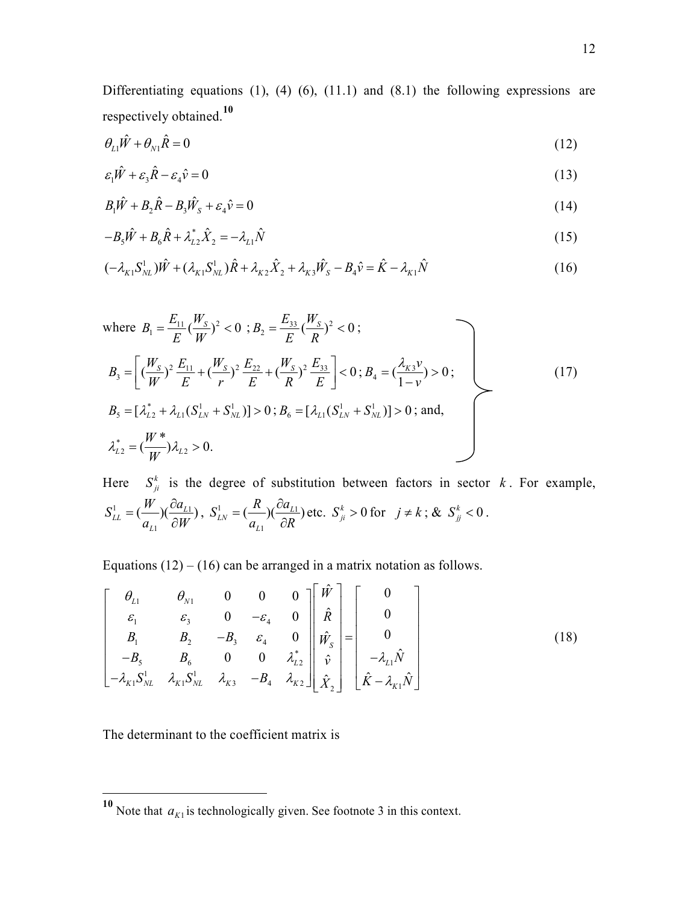Differentiating equations (1), (4) (6), (11.1) and (8.1) the following expressions are respectively obtained.[10]

$$\theta_{L1}\hat{W} + \theta_{N1}\hat{R} = 0 \tag{12}$$

$$\varepsilon_1\hat{W} + \varepsilon_3\hat{R} - \varepsilon_4\hat{v} = 0 \tag{13}$$

$$B_1\hat{W} + B_2\hat{R} - B_3\hat{W}_S + \varepsilon_4\hat{v} = 0 \tag{14}$$

$$-B_5\hat{W} + B_6\hat{R} + \lambda_{L2}^*\hat{X}_2 = -\lambda_{L1}\hat{N} \tag{15}$$

$$(-\lambda_{K1}S_{NL}^1)\hat{W} + (\lambda_{K1}S_{NL}^1)\hat{R} + \lambda_{K2}\hat{X}_2 + \lambda_{K3}\hat{W}_S - B_4\hat{v} = \hat{K} - \lambda_{K1}\hat{N} \tag{16}$$

$$\left.\begin{aligned}
&\text{where } B_1 = \frac{E_{11}}{E}\left(\frac{W_S}{W}\right)^2 < 0\ ; B_2 = \frac{E_{33}}{E}\left(\frac{W_S}{R}\right)^2 < 0\ ;\\
&B_3 = \left[\left(\frac{W_S}{W}\right)^2\frac{E_{11}}{E} + \left(\frac{W_S}{r}\right)^2\frac{E_{22}}{E} + \left(\frac{W_S}{R}\right)^2\frac{E_{33}}{E}\right] < 0\ ; B_4 = \left(\frac{\lambda_{K3}v}{1-v}\right) > 0\ ;\\
&B_5 = [\lambda_{L2}^* + \lambda_{L1}(S_{LN}^1 + S_{NL}^1)] > 0\ ; B_6 = [\lambda_{L1}(S_{LN}^1 + S_{NL}^1)] > 0\ ; \text{and,}\\
&\lambda_{L2}^* = \left(\frac{W^*}{W}\right)\lambda_{L2} > 0.
\end{aligned}\right\} \tag{17}$$

Here $S_{ji}^k$ is the degree of substitution between factors in sector $k$. For example, $S_{LL}^1 = \left(\frac{W}{a_{L1}}\right)\left(\frac{\partial a_{L1}}{\partial W}\right)$, $S_{LN}^1 = \left(\frac{R}{a_{L1}}\right)\left(\frac{\partial a_{L1}}{\partial R}\right)$ etc. $S_{ji}^k > 0$ for $j \neq k$ ; & $S_{jj}^k < 0$.

Equations (12) – (16) can be arranged in a matrix notation as follows.

$$\begin{bmatrix}
\theta_{L1} & \theta_{N1} & 0 & 0 & 0\\
\varepsilon_1 & \varepsilon_3 & 0 & -\varepsilon_4 & 0\\
B_1 & B_2 & -B_3 & \varepsilon_4 & 0\\
-B_5 & B_6 & 0 & 0 & \lambda_{L2}^*\\
-\lambda_{K1}S_{NL}^1 & \lambda_{K1}S_{NL}^1 & \lambda_{K3} & -B_4 & \lambda_{K2}
\end{bmatrix}
\begin{bmatrix}
\hat{W}\\ \hat{R}\\ \hat{W}_S\\ \hat{v}\\ \hat{X}_2
\end{bmatrix}
=
\begin{bmatrix}
0\\ 0\\ 0\\ -\lambda_{L1}\hat{N}\\ \hat{K} - \lambda_{K1}\hat{N}
\end{bmatrix} \tag{18}$$

The determinant to the coefficient matrix is

---

[10] Note that $a_{K1}$ is technologically given. See footnote 3 in this context.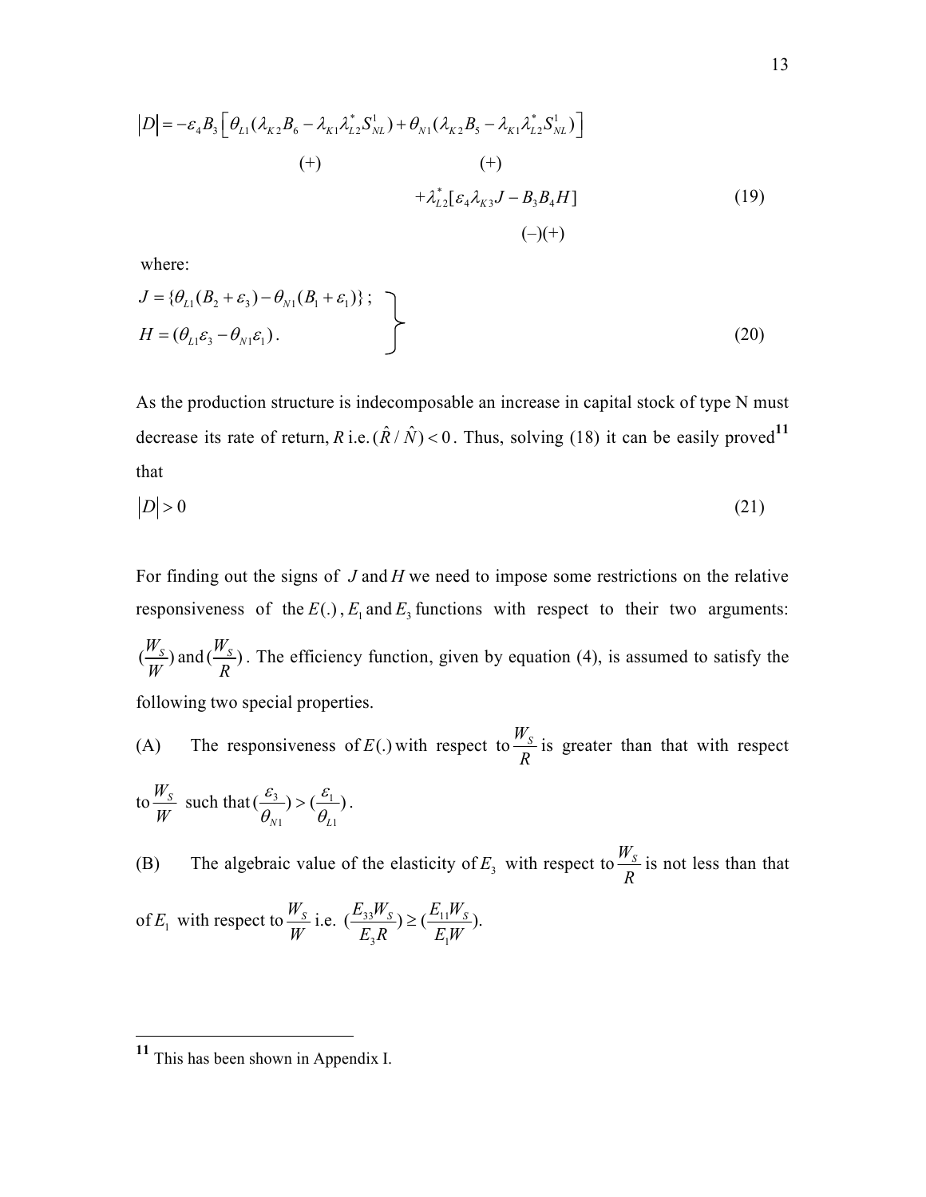$$|D| = -\varepsilon_4 B_3 \left[ \underset{(+)}{\theta_{L1}(\lambda_{K2}B_6 - \lambda_{K1}\lambda_{L2}^* S_{NL}^1)} + \underset{(+)}{\theta_{N1}(\lambda_{K2}B_5 - \lambda_{K1}\lambda_{L2}^* S_{NL}^1)} \right]$$

$$+ \lambda_{L2}^* [\underset{(-)}{\varepsilon_4 \lambda_{K3} J} - \underset{(+)}{B_3 B_4 H}] \tag{19}$$

where:

$$\left. \begin{aligned} J &= \{\theta_{L1}(B_2 + \varepsilon_3) - \theta_{N1}(B_1 + \varepsilon_1)\}; \\ H &= (\theta_{L1}\varepsilon_3 - \theta_{N1}\varepsilon_1). \end{aligned} \right\} \tag{20}$$

As the production structure is indecomposable an increase in capital stock of type N must decrease its rate of return, $R$ i.e. $(\hat{R}/\hat{N}) < 0$. Thus, solving (18) it can be easily proved[11] that

$$|D| > 0 \tag{21}$$

For finding out the signs of $J$ and $H$ we need to impose some restrictions on the relative responsiveness of the $E(.)$, $E_1$ and $E_3$ functions with respect to their two arguments: $(\frac{W_S}{W})$ and $(\frac{W_S}{R})$. The efficiency function, given by equation (4), is assumed to satisfy the following two special properties.

(A) The responsiveness of $E(.)$ with respect to $\frac{W_S}{R}$ is greater than that with respect to $\frac{W_S}{W}$ such that $(\frac{\varepsilon_3}{\theta_{N1}}) > (\frac{\varepsilon_1}{\theta_{L1}})$.

(B) The algebraic value of the elasticity of $E_3$ with respect to $\frac{W_S}{R}$ is not less than that of $E_1$ with respect to $\frac{W_S}{W}$ i.e. $(\frac{E_{33}W_S}{E_3 R}) \geq (\frac{E_{11}W_S}{E_1 W})$.

---

[11] This has been shown in Appendix I.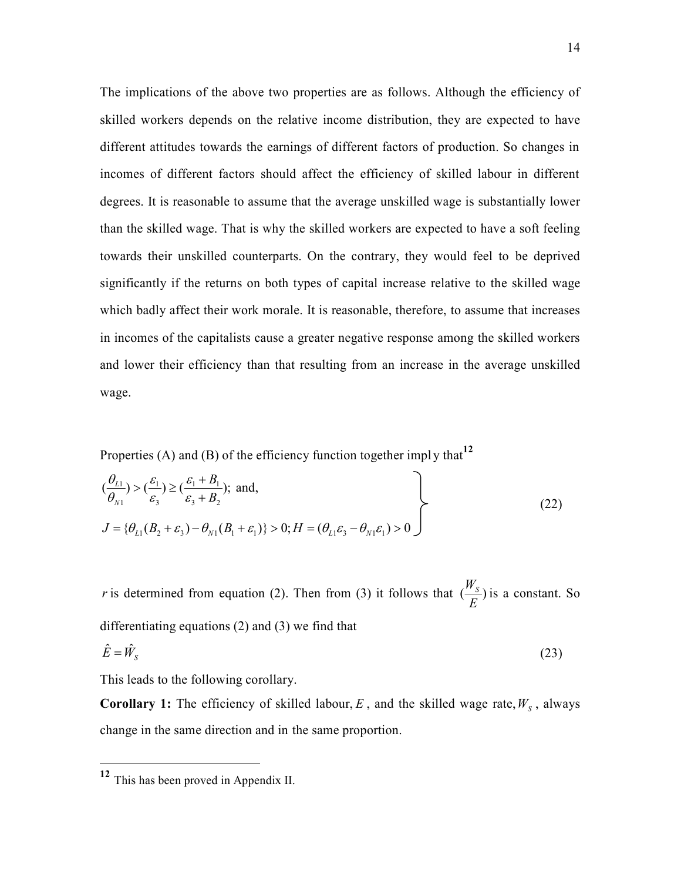The implications of the above two properties are as follows. Although the efficiency of skilled workers depends on the relative income distribution, they are expected to have different attitudes towards the earnings of different factors of production. So changes in incomes of different factors should affect the efficiency of skilled labour in different degrees. It is reasonable to assume that the average unskilled wage is substantially lower than the skilled wage. That is why the skilled workers are expected to have a soft feeling towards their unskilled counterparts. On the contrary, they would feel to be deprived significantly if the returns on both types of capital increase relative to the skilled wage which badly affect their work morale. It is reasonable, therefore, to assume that increases in incomes of the capitalists cause a greater negative response among the skilled workers and lower their efficiency than that resulting from an increase in the average unskilled wage.

Properties (A) and (B) of the efficiency function together imply that[12]

$$\left.\begin{aligned} &(\frac{\theta_{L1}}{\theta_{N1}}) > (\frac{\varepsilon_1}{\varepsilon_3}) \geq (\frac{\varepsilon_1 + B_1}{\varepsilon_3 + B_2}); \text{ and,} \\ &J = \{\theta_{L1}(B_2 + \varepsilon_3) - \theta_{N1}(B_1 + \varepsilon_1)\} > 0; H = (\theta_{L1}\varepsilon_3 - \theta_{N1}\varepsilon_1) > 0 \end{aligned}\right\} \tag{22}$$

$r$ is determined from equation (2). Then from (3) it follows that $(\frac{W_S}{E})$ is a constant. So differentiating equations (2) and (3) we find that

$$\hat{E} = \hat{W}_S \tag{23}$$

This leads to the following corollary.

**Corollary 1:** The efficiency of skilled labour, $E$, and the skilled wage rate, $W_S$, always change in the same direction and in the same proportion.

---

[12] This has been proved in Appendix II.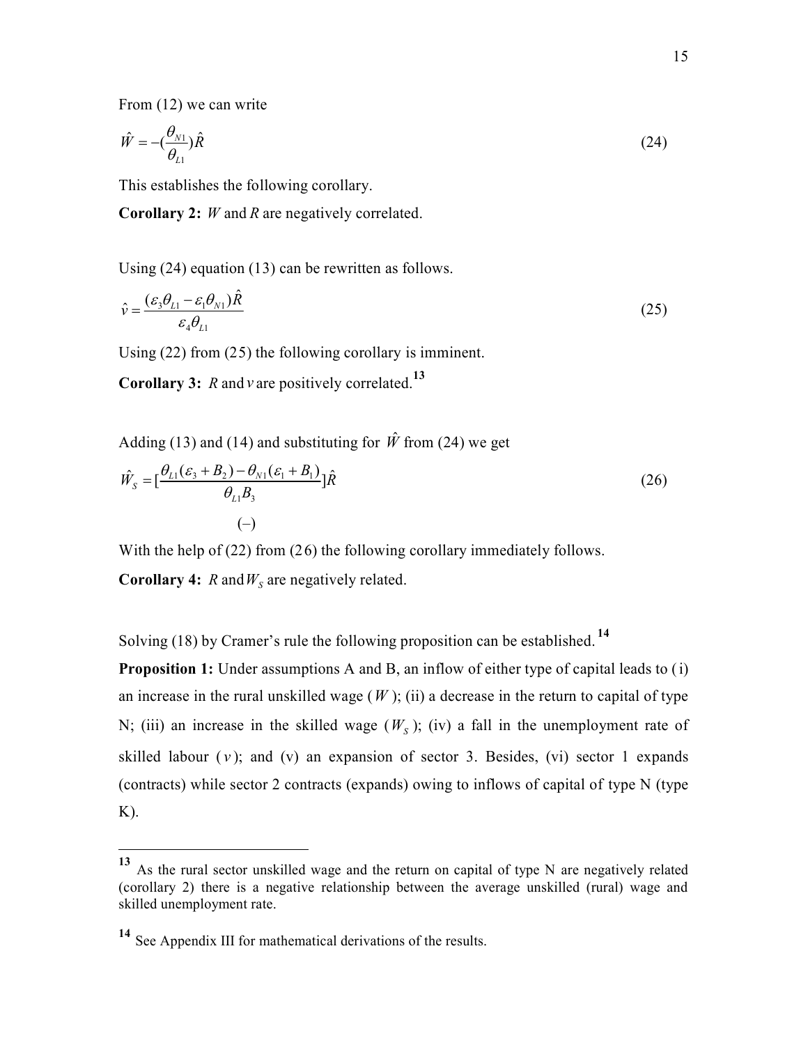From (12) we can write

$$\hat{W} = -(\frac{\theta_{N1}}{\theta_{L1}})\hat{R} \tag{24}$$

This establishes the following corollary.

**Corollary 2:** $W$ and $R$ are negatively correlated.

Using (24) equation (13) can be rewritten as follows.

$$\hat{v} = \frac{(\varepsilon_3 \theta_{L1} - \varepsilon_1 \theta_{N1})\hat{R}}{\varepsilon_4 \theta_{L1}} \tag{25}$$

Using (22) from (25) the following corollary is imminent.

**Corollary 3:** $R$ and $v$ are positively correlated.[13]

Adding (13) and (14) and substituting for $\hat{W}$ from (24) we get

$$\hat{W}_S = [\underbrace{\frac{\theta_{L1}(\varepsilon_3 + B_2) - \theta_{N1}(\varepsilon_1 + B_1)}{\theta_{L1} B_3}}_{(-)}]\hat{R} \tag{26}$$

With the help of (22) from (26) the following corollary immediately follows.

**Corollary 4:** $R$ and $W_S$ are negatively related.

Solving (18) by Cramer's rule the following proposition can be established.[14]

**Proposition 1:** Under assumptions A and B, an inflow of either type of capital leads to (i) an increase in the rural unskilled wage ($W$); (ii) a decrease in the return to capital of type N; (iii) an increase in the skilled wage ($W_S$); (iv) a fall in the unemployment rate of skilled labour ($v$); and (v) an expansion of sector 3. Besides, (vi) sector 1 expands (contracts) while sector 2 contracts (expands) owing to inflows of capital of type N (type K).

---

[13] As the rural sector unskilled wage and the return on capital of type N are negatively related (corollary 2) there is a negative relationship between the average unskilled (rural) wage and skilled unemployment rate.

[14] See Appendix III for mathematical derivations of the results.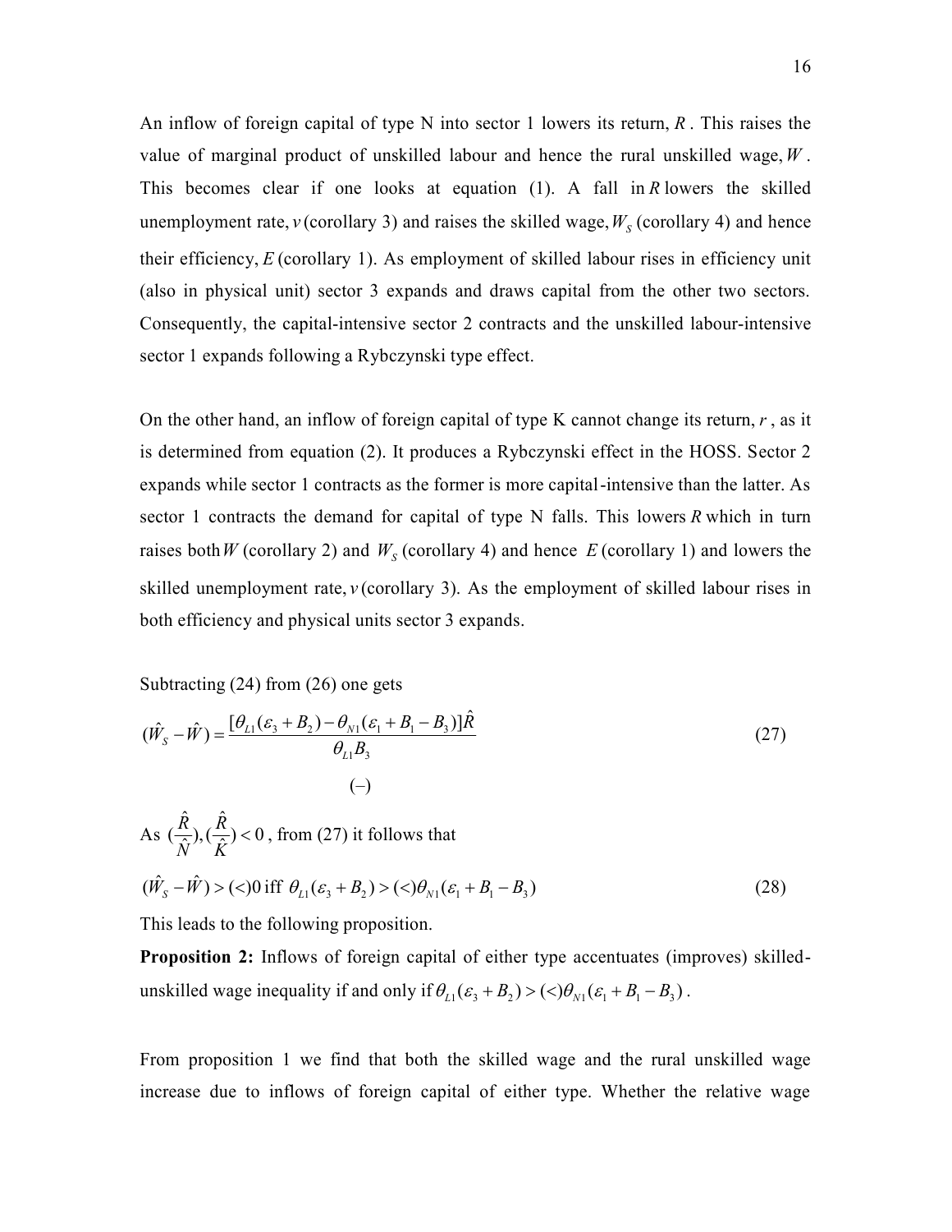An inflow of foreign capital of type N into sector 1 lowers its return, $R$. This raises the value of marginal product of unskilled labour and hence the rural unskilled wage, $W$. This becomes clear if one looks at equation (1). A fall in $R$ lowers the skilled unemployment rate, $v$ (corollary 3) and raises the skilled wage, $W_S$ (corollary 4) and hence their efficiency, $E$ (corollary 1). As employment of skilled labour rises in efficiency unit (also in physical unit) sector 3 expands and draws capital from the other two sectors. Consequently, the capital-intensive sector 2 contracts and the unskilled labour-intensive sector 1 expands following a Rybczynski type effect.

On the other hand, an inflow of foreign capital of type K cannot change its return, $r$, as it is determined from equation (2). It produces a Rybczynski effect in the HOSS. Sector 2 expands while sector 1 contracts as the former is more capital-intensive than the latter. As sector 1 contracts the demand for capital of type N falls. This lowers $R$ which in turn raises both $W$ (corollary 2) and $W_S$ (corollary 4) and hence $E$ (corollary 1) and lowers the skilled unemployment rate, $v$ (corollary 3). As the employment of skilled labour rises in both efficiency and physical units sector 3 expands.

Subtracting (24) from (26) one gets

$$(\hat{W}_S - \hat{W}) = \frac{[\theta_{L1}(\varepsilon_3 + B_2) - \theta_{N1}(\varepsilon_1 + B_1 - B_3)]\hat{R}}{\theta_{L1}B_3} \tag{27}$$

$$(-)$$

As $(\frac{\hat{R}}{\hat{N}}), (\frac{\hat{R}}{\hat{K}}) < 0$, from (27) it follows that

$$(\hat{W}_S - \hat{W}) > (<) 0 \text{ iff } \theta_{L1}(\varepsilon_3 + B_2) > (<) \theta_{N1}(\varepsilon_1 + B_1 - B_3) \tag{28}$$

This leads to the following proposition.

**Proposition 2:** Inflows of foreign capital of either type accentuates (improves) skilled-unskilled wage inequality if and only if $\theta_{L1}(\varepsilon_3 + B_2) > (<) \theta_{N1}(\varepsilon_1 + B_1 - B_3)$.

From proposition 1 we find that both the skilled wage and the rural unskilled wage increase due to inflows of foreign capital of either type. Whether the relative wage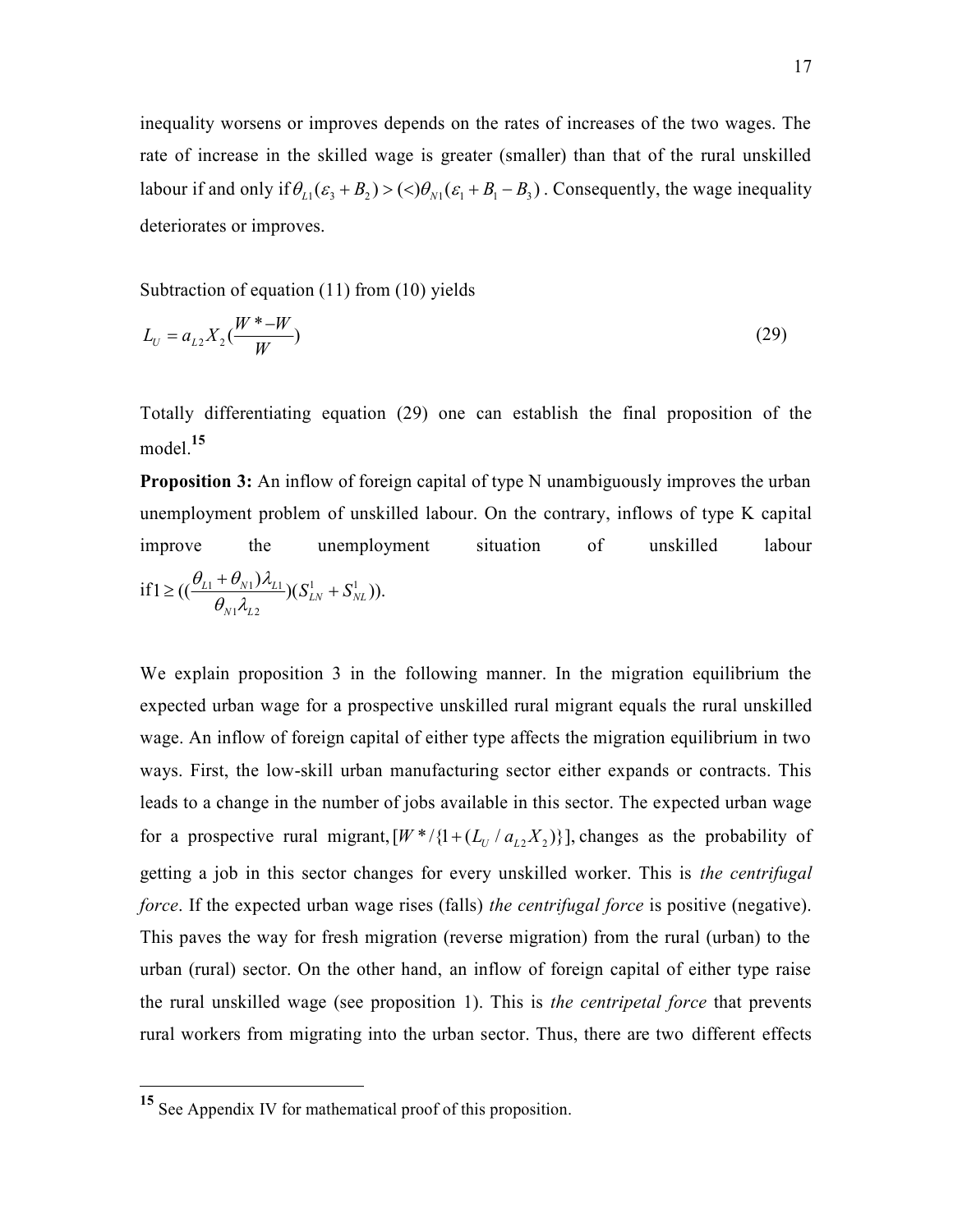inequality worsens or improves depends on the rates of increases of the two wages. The rate of increase in the skilled wage is greater (smaller) than that of the rural unskilled labour if and only if $\theta_{L1}(\varepsilon_3 + B_2) > (<) \theta_{N1}(\varepsilon_1 + B_1 - B_3)$. Consequently, the wage inequality deteriorates or improves.

Subtraction of equation (11) from (10) yields

$$L_U = a_{L2} X_2 \left(\frac{W^* - W}{W}\right) \tag{29}$$

Totally differentiating equation (29) one can establish the final proposition of the model.[15]

**Proposition 3:** An inflow of foreign capital of type N unambiguously improves the urban unemployment problem of unskilled labour. On the contrary, inflows of type K capital improve the unemployment situation of unskilled labour if $1 \geq \left(\left(\frac{\theta_{L1} + \theta_{N1})\lambda_{L1}}{\theta_{N1}\lambda_{L2}}\right)(S^1_{LN} + S^1_{NL})\right).$

We explain proposition 3 in the following manner. In the migration equilibrium the expected urban wage for a prospective unskilled rural migrant equals the rural unskilled wage. An inflow of foreign capital of either type affects the migration equilibrium in two ways. First, the low-skill urban manufacturing sector either expands or contracts. This leads to a change in the number of jobs available in this sector. The expected urban wage for a prospective rural migrant, $[W^* / \{1 + (L_U / a_{L2} X_2)\}]$, changes as the probability of getting a job in this sector changes for every unskilled worker. This is *the centrifugal force*. If the expected urban wage rises (falls) *the centrifugal force* is positive (negative). This paves the way for fresh migration (reverse migration) from the rural (urban) to the urban (rural) sector. On the other hand, an inflow of foreign capital of either type raise the rural unskilled wage (see proposition 1). This is *the centripetal force* that prevents rural workers from migrating into the urban sector. Thus, there are two different effects

[15] See Appendix IV for mathematical proof of this proposition.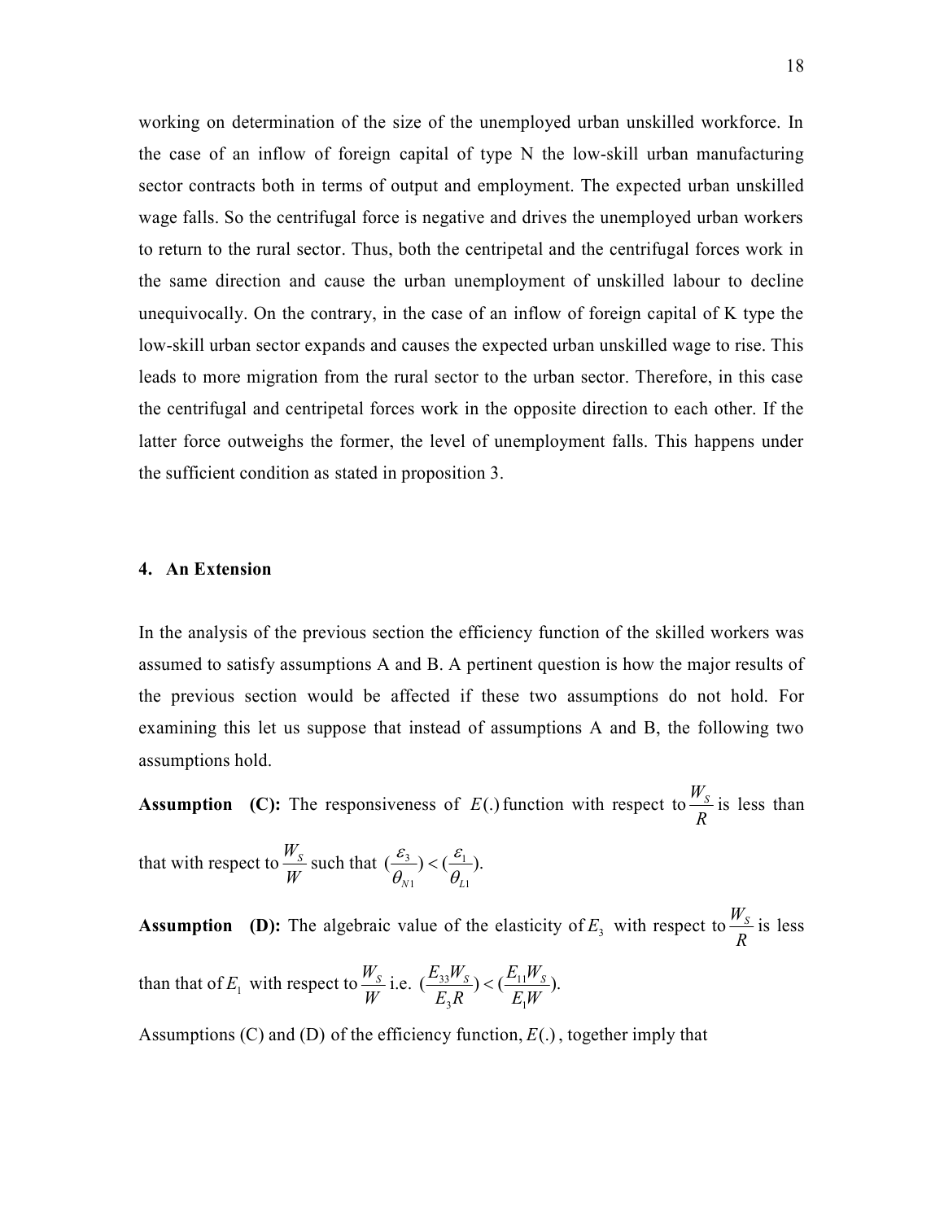working on determination of the size of the unemployed urban unskilled workforce. In the case of an inflow of foreign capital of type N the low-skill urban manufacturing sector contracts both in terms of output and employment. The expected urban unskilled wage falls. So the centrifugal force is negative and drives the unemployed urban workers to return to the rural sector. Thus, both the centripetal and the centrifugal forces work in the same direction and cause the urban unemployment of unskilled labour to decline unequivocally. On the contrary, in the case of an inflow of foreign capital of K type the low-skill urban sector expands and causes the expected urban unskilled wage to rise. This leads to more migration from the rural sector to the urban sector. Therefore, in this case the centrifugal and centripetal forces work in the opposite direction to each other. If the latter force outweighs the former, the level of unemployment falls. This happens under the sufficient condition as stated in proposition 3.

## 4. An Extension

In the analysis of the previous section the efficiency function of the skilled workers was assumed to satisfy assumptions A and B. A pertinent question is how the major results of the previous section would be affected if these two assumptions do not hold. For examining this let us suppose that instead of assumptions A and B, the following two assumptions hold.

**Assumption (C):** The responsiveness of $E(.)$ function with respect to $\frac{W_S}{R}$ is less than that with respect to $\frac{W_S}{W}$ such that $(\frac{\varepsilon_3}{\theta_{N1}}) < (\frac{\varepsilon_1}{\theta_{L1}})$.

**Assumption (D):** The algebraic value of the elasticity of $E_3$ with respect to $\frac{W_S}{R}$ is less than that of $E_1$ with respect to $\frac{W_S}{W}$ i.e. $(\frac{E_{33}W_S}{E_3 R}) < (\frac{E_{11}W_S}{E_1 W})$.

Assumptions (C) and (D) of the efficiency function, $E(.)$, together imply that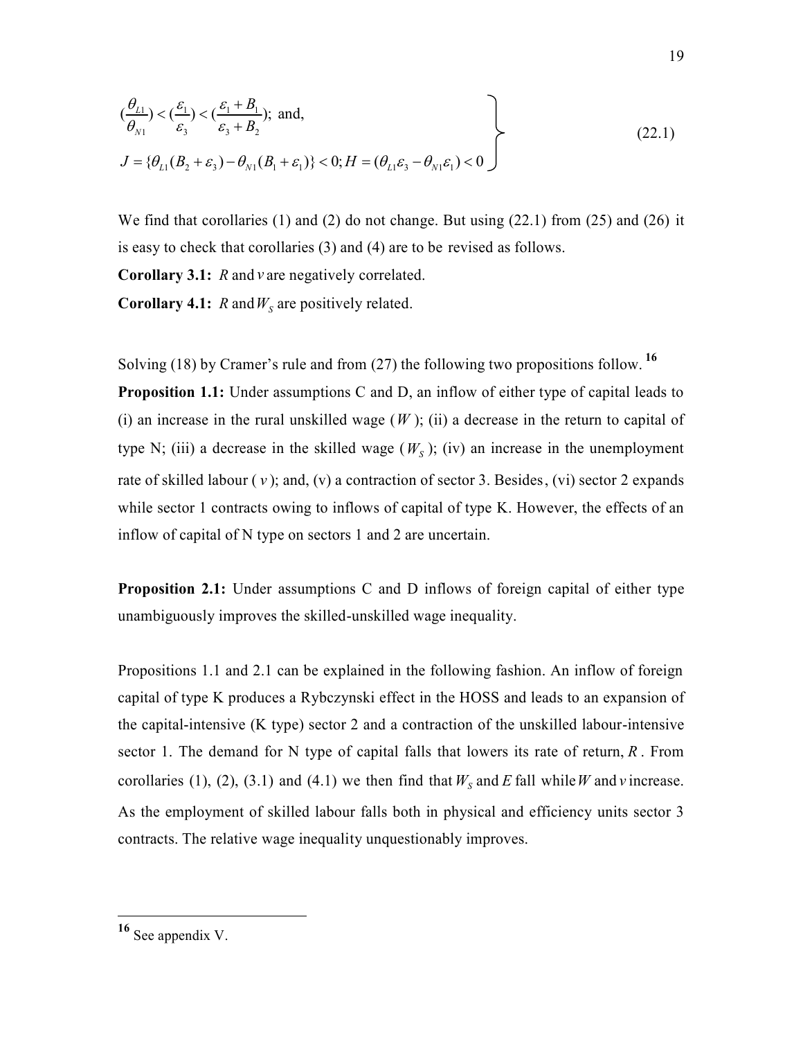$$
\left.
\begin{aligned}
&\left(\frac{\theta_{L1}}{\theta_{N1}}\right) < \left(\frac{\varepsilon_1}{\varepsilon_3}\right) < \left(\frac{\varepsilon_1 + B_1}{\varepsilon_3 + B_2}\right);\ \text{and,} \\
&J = \{\theta_{L1}(B_2 + \varepsilon_3) - \theta_{N1}(B_1 + \varepsilon_1)\} < 0; H = (\theta_{L1}\varepsilon_3 - \theta_{N1}\varepsilon_1) < 0
\end{aligned}
\right\} \tag{22.1}
$$

We find that corollaries (1) and (2) do not change. But using (22.1) from (25) and (26) it is easy to check that corollaries (3) and (4) are to be revised as follows.

**Corollary 3.1:** $R$ and $v$ are negatively correlated.

**Corollary 4.1:** $R$ and $W_S$ are positively related.

Solving (18) by Cramer's rule and from (27) the following two propositions follow. [16]

**Proposition 1.1:** Under assumptions C and D, an inflow of either type of capital leads to (i) an increase in the rural unskilled wage ($W$); (ii) a decrease in the return to capital of type N; (iii) a decrease in the skilled wage ($W_S$); (iv) an increase in the unemployment rate of skilled labour ($v$); and, (v) a contraction of sector 3. Besides, (vi) sector 2 expands while sector 1 contracts owing to inflows of capital of type K. However, the effects of an inflow of capital of N type on sectors 1 and 2 are uncertain.

**Proposition 2.1:** Under assumptions C and D inflows of foreign capital of either type unambiguously improves the skilled-unskilled wage inequality.

Propositions 1.1 and 2.1 can be explained in the following fashion. An inflow of foreign capital of type K produces a Rybczynski effect in the HOSS and leads to an expansion of the capital-intensive (K type) sector 2 and a contraction of the unskilled labour-intensive sector 1. The demand for N type of capital falls that lowers its rate of return, $R$. From corollaries (1), (2), (3.1) and (4.1) we then find that $W_S$ and $E$ fall while $W$ and $v$ increase. As the employment of skilled labour falls both in physical and efficiency units sector 3 contracts. The relative wage inequality unquestionably improves.

---

[16] See appendix V.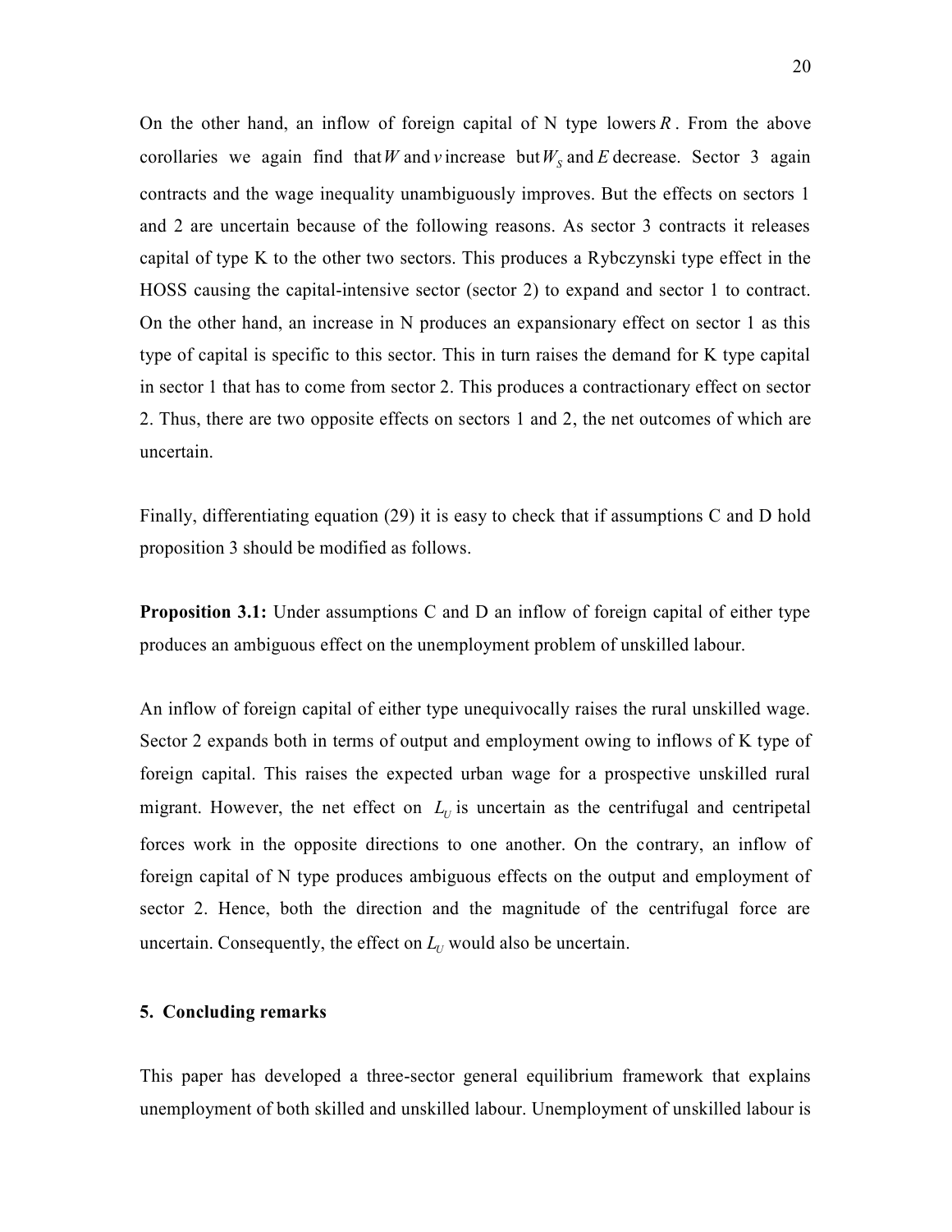On the other hand, an inflow of foreign capital of N type lowers $R$. From the above corollaries we again find that $W$ and $v$ increase but $W_S$ and $E$ decrease. Sector 3 again contracts and the wage inequality unambiguously improves. But the effects on sectors 1 and 2 are uncertain because of the following reasons. As sector 3 contracts it releases capital of type K to the other two sectors. This produces a Rybczynski type effect in the HOSS causing the capital-intensive sector (sector 2) to expand and sector 1 to contract. On the other hand, an increase in N produces an expansionary effect on sector 1 as this type of capital is specific to this sector. This in turn raises the demand for K type capital in sector 1 that has to come from sector 2. This produces a contractionary effect on sector 2. Thus, there are two opposite effects on sectors 1 and 2, the net outcomes of which are uncertain.

Finally, differentiating equation (29) it is easy to check that if assumptions C and D hold proposition 3 should be modified as follows.

**Proposition 3.1:** Under assumptions C and D an inflow of foreign capital of either type produces an ambiguous effect on the unemployment problem of unskilled labour.

An inflow of foreign capital of either type unequivocally raises the rural unskilled wage. Sector 2 expands both in terms of output and employment owing to inflows of K type of foreign capital. This raises the expected urban wage for a prospective unskilled rural migrant. However, the net effect on $L_U$ is uncertain as the centrifugal and centripetal forces work in the opposite directions to one another. On the contrary, an inflow of foreign capital of N type produces ambiguous effects on the output and employment of sector 2. Hence, both the direction and the magnitude of the centrifugal force are uncertain. Consequently, the effect on $L_U$ would also be uncertain.

## 5. Concluding remarks

This paper has developed a three-sector general equilibrium framework that explains unemployment of both skilled and unskilled labour. Unemployment of unskilled labour is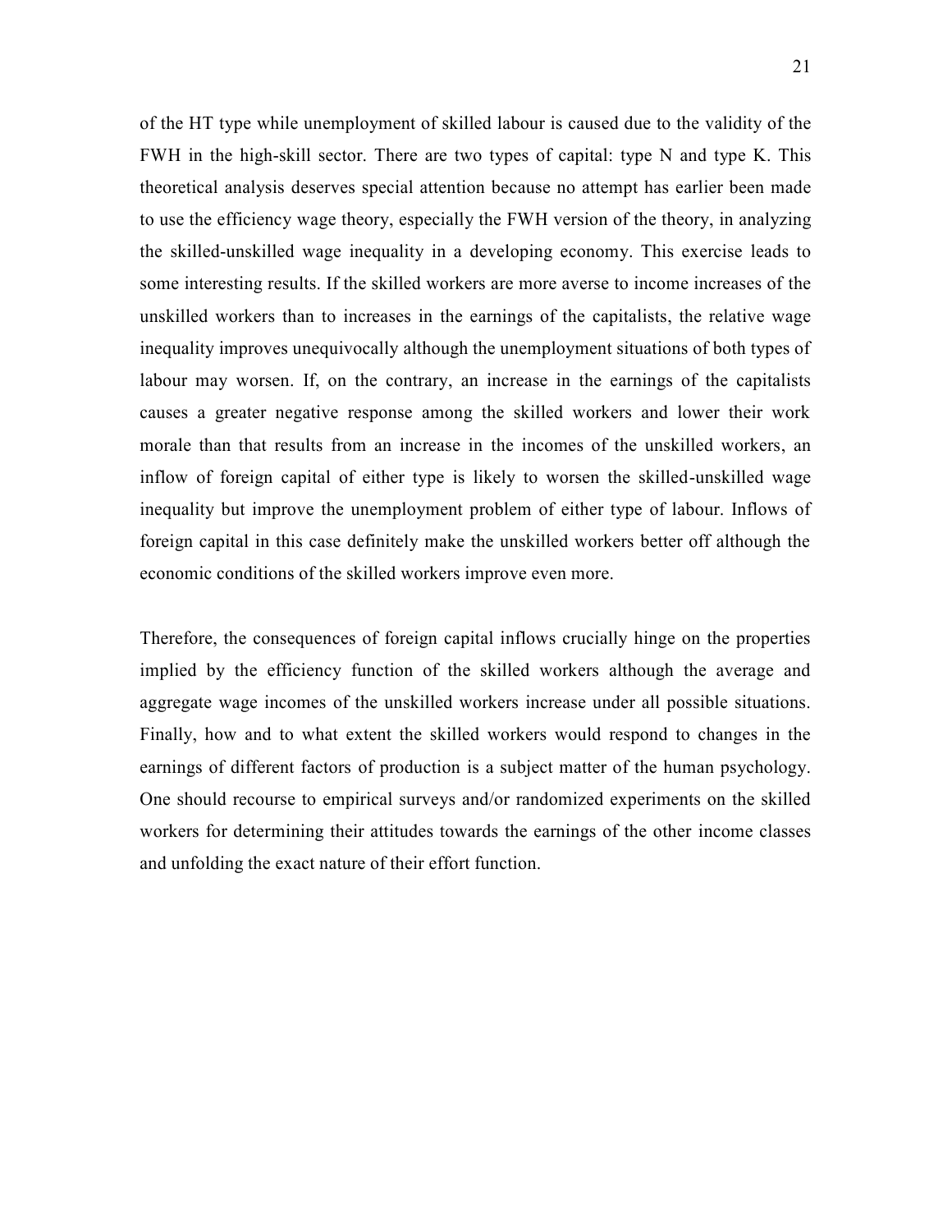of the HT type while unemployment of skilled labour is caused due to the validity of the FWH in the high-skill sector. There are two types of capital: type N and type K. This theoretical analysis deserves special attention because no attempt has earlier been made to use the efficiency wage theory, especially the FWH version of the theory, in analyzing the skilled-unskilled wage inequality in a developing economy. This exercise leads to some interesting results. If the skilled workers are more averse to income increases of the unskilled workers than to increases in the earnings of the capitalists, the relative wage inequality improves unequivocally although the unemployment situations of both types of labour may worsen. If, on the contrary, an increase in the earnings of the capitalists causes a greater negative response among the skilled workers and lower their work morale than that results from an increase in the incomes of the unskilled workers, an inflow of foreign capital of either type is likely to worsen the skilled-unskilled wage inequality but improve the unemployment problem of either type of labour. Inflows of foreign capital in this case definitely make the unskilled workers better off although the economic conditions of the skilled workers improve even more.

Therefore, the consequences of foreign capital inflows crucially hinge on the properties implied by the efficiency function of the skilled workers although the average and aggregate wage incomes of the unskilled workers increase under all possible situations. Finally, how and to what extent the skilled workers would respond to changes in the earnings of different factors of production is a subject matter of the human psychology. One should recourse to empirical surveys and/or randomized experiments on the skilled workers for determining their attitudes towards the earnings of the other income classes and unfolding the exact nature of their effort function.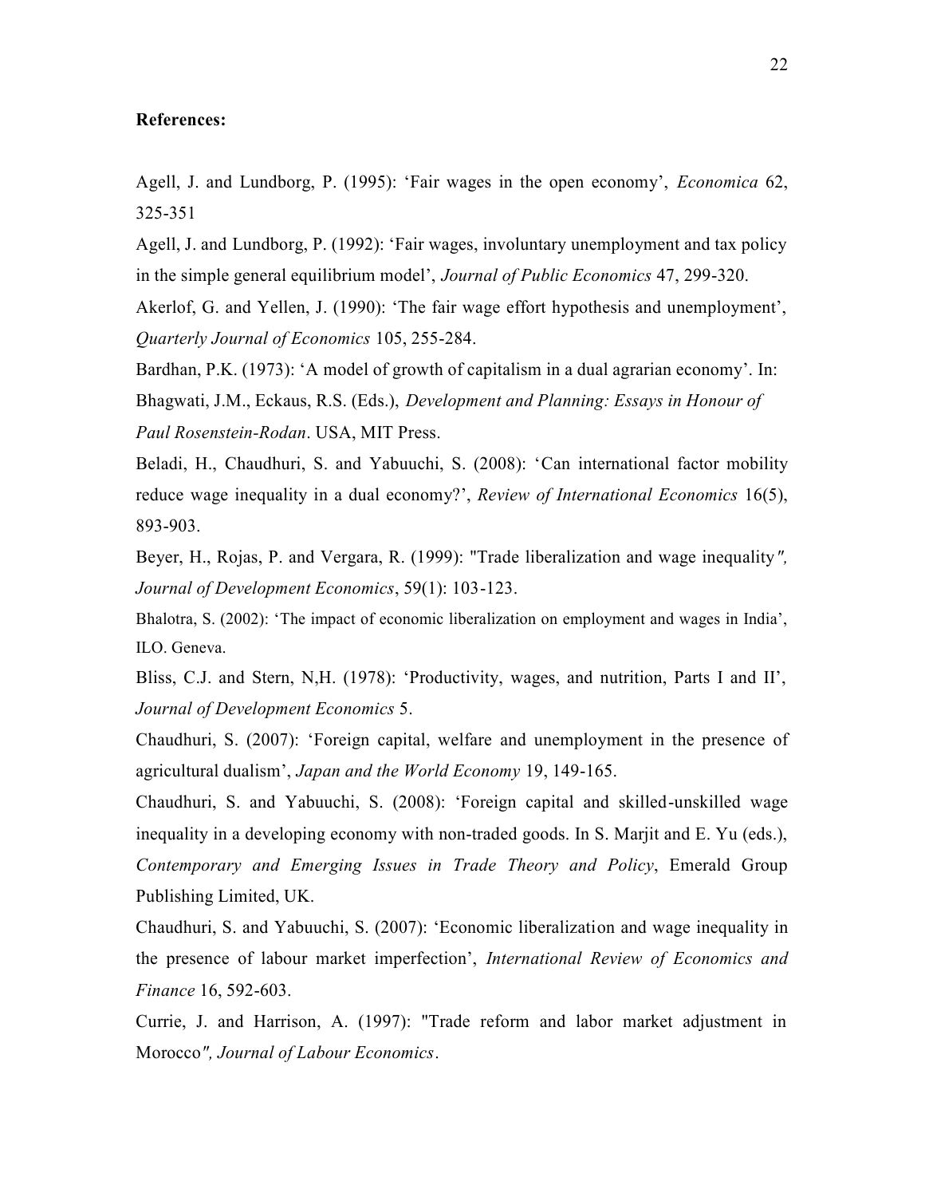**References:**

Agell, J. and Lundborg, P. (1995): 'Fair wages in the open economy', *Economica* 62, 325-351

Agell, J. and Lundborg, P. (1992): 'Fair wages, involuntary unemployment and tax policy in the simple general equilibrium model', *Journal of Public Economics* 47, 299-320.

Akerlof, G. and Yellen, J. (1990): 'The fair wage effort hypothesis and unemployment', *Quarterly Journal of Economics* 105, 255-284.

Bardhan, P.K. (1973): 'A model of growth of capitalism in a dual agrarian economy'. In: Bhagwati, J.M., Eckaus, R.S. (Eds.), *Development and Planning: Essays in Honour of Paul Rosenstein-Rodan*. USA, MIT Press.

Beladi, H., Chaudhuri, S. and Yabuuchi, S. (2008): 'Can international factor mobility reduce wage inequality in a dual economy?', *Review of International Economics* 16(5), 893-903.

Beyer, H., Rojas, P. and Vergara, R. (1999): "Trade liberalization and wage inequality*", Journal of Development Economics*, 59(1): 103-123.

Bhalotra, S. (2002): 'The impact of economic liberalization on employment and wages in India', ILO. Geneva.

Bliss, C.J. and Stern, N,H. (1978): 'Productivity, wages, and nutrition, Parts I and II', *Journal of Development Economics* 5.

Chaudhuri, S. (2007): 'Foreign capital, welfare and unemployment in the presence of agricultural dualism', *Japan and the World Economy* 19, 149-165.

Chaudhuri, S. and Yabuuchi, S. (2008): 'Foreign capital and skilled-unskilled wage inequality in a developing economy with non-traded goods. In S. Marjit and E. Yu (eds.), *Contemporary and Emerging Issues in Trade Theory and Policy*, Emerald Group Publishing Limited, UK.

Chaudhuri, S. and Yabuuchi, S. (2007): 'Economic liberalization and wage inequality in the presence of labour market imperfection', *International Review of Economics and Finance* 16, 592-603.

Currie, J. and Harrison, A. (1997): "Trade reform and labor market adjustment in Morocco*", Journal of Labour Economics*.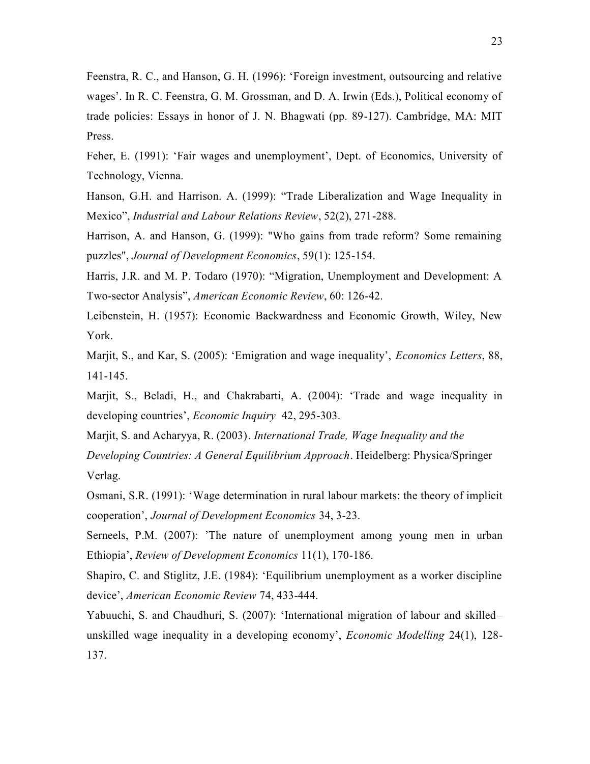Feenstra, R. C., and Hanson, G. H. (1996): 'Foreign investment, outsourcing and relative wages'. In R. C. Feenstra, G. M. Grossman, and D. A. Irwin (Eds.), Political economy of trade policies: Essays in honor of J. N. Bhagwati (pp. 89-127). Cambridge, MA: MIT Press.

Feher, E. (1991): 'Fair wages and unemployment', Dept. of Economics, University of Technology, Vienna.

Hanson, G.H. and Harrison. A. (1999): "Trade Liberalization and Wage Inequality in Mexico", *Industrial and Labour Relations Review*, 52(2), 271-288.

Harrison, A. and Hanson, G. (1999): "Who gains from trade reform? Some remaining puzzles", *Journal of Development Economics*, 59(1): 125-154.

Harris, J.R. and M. P. Todaro (1970): "Migration, Unemployment and Development: A Two-sector Analysis", *American Economic Review*, 60: 126-42.

Leibenstein, H. (1957): Economic Backwardness and Economic Growth, Wiley, New York.

Marjit, S., and Kar, S. (2005): 'Emigration and wage inequality', *Economics Letters*, 88, 141-145.

Marjit, S., Beladi, H., and Chakrabarti, A. (2004): 'Trade and wage inequality in developing countries', *Economic Inquiry* 42, 295-303.

Marjit, S. and Acharyya, R. (2003). *International Trade, Wage Inequality and the Developing Countries: A General Equilibrium Approach*. Heidelberg: Physica/Springer Verlag.

Osmani, S.R. (1991): 'Wage determination in rural labour markets: the theory of implicit cooperation', *Journal of Development Economics* 34, 3-23.

Serneels, P.M. (2007): 'The nature of unemployment among young men in urban Ethiopia', *Review of Development Economics* 11(1), 170-186.

Shapiro, C. and Stiglitz, J.E. (1984): 'Equilibrium unemployment as a worker discipline device', *American Economic Review* 74, 433-444.

Yabuuchi, S. and Chaudhuri, S. (2007): 'International migration of labour and skilled–unskilled wage inequality in a developing economy', *Economic Modelling* 24(1), 128-137.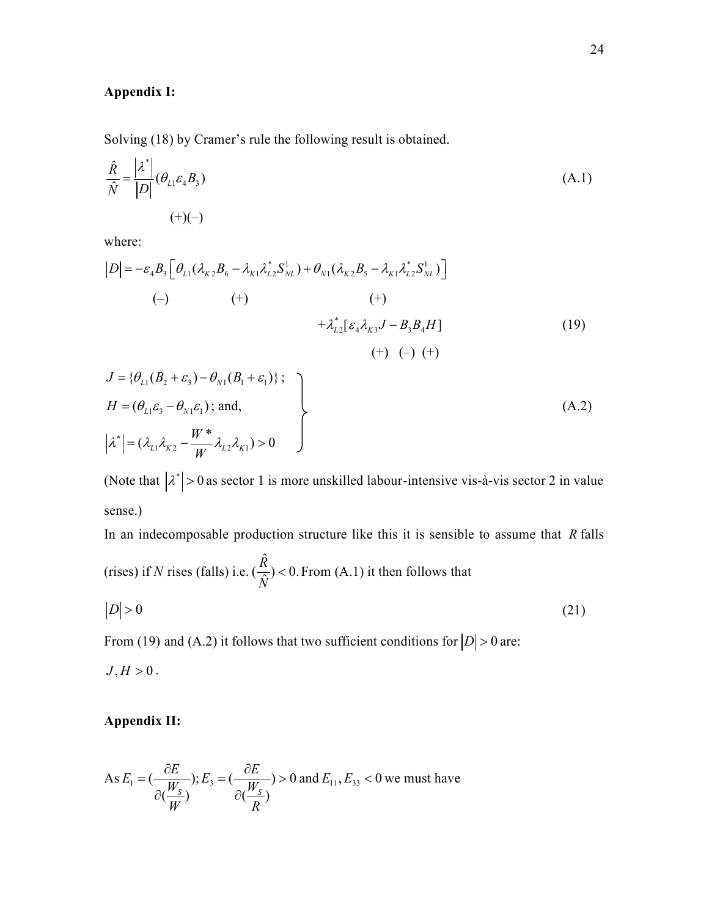## Appendix I:

Solving (18) by Cramer's rule the following result is obtained.

$$\frac{\hat{R}}{\hat{N}} = \frac{|\lambda^*|}{|D|}(\theta_{L1}\varepsilon_4 B_3) \tag{A.1}$$

$$(+)(-)$$

where:

$$|D| = -\varepsilon_4 B_3 \left[\theta_{L1}(\lambda_{K2}B_6 - \lambda_{K1}\lambda_{L2}^* S_{NL}^1) + \theta_{N1}(\lambda_{K2}B_5 - \lambda_{K1}\lambda_{L2}^* S_{NL}^1)\right]$$

$$(-) \qquad\qquad (+) \qquad\qquad\qquad (+)$$

$$+\lambda_{L2}^*[\varepsilon_4 \lambda_{K3} J - B_3 B_4 H] \tag{19}$$

$$(+)\ (-)\ (+)$$

$$\left.\begin{aligned} J &= \{\theta_{L1}(B_2 + \varepsilon_3) - \theta_{N1}(B_1 + \varepsilon_1)\}\,; \\ H &= (\theta_{L1}\varepsilon_3 - \theta_{N1}\varepsilon_1)\,; \text{ and,} \\ |\lambda^*| &= (\lambda_{L1}\lambda_{K2} - \frac{W^*}{W}\lambda_{L2}\lambda_{K1}) > 0 \end{aligned}\right\} \tag{A.2}$$

(Note that $|\lambda^*| > 0$ as sector 1 is more unskilled labour-intensive vis-à-vis sector 2 in value sense.)

In an indecomposable production structure like this it is sensible to assume that $R$ falls (rises) if $N$ rises (falls) i.e. $(\frac{\hat{R}}{\hat{N}}) < 0.$ From (A.1) it then follows that

$$|D| > 0 \tag{21}$$

From (19) and (A.2) it follows that two sufficient conditions for $|D| > 0$ are:

$J, H > 0$.

## Appendix II:

As $E_1 = (\frac{\partial E}{\partial(\frac{W_S}{W})})$; $E_3 = (\frac{\partial E}{\partial(\frac{W_S}{R})}) > 0$ and $E_{11}, E_{33} < 0$ we must have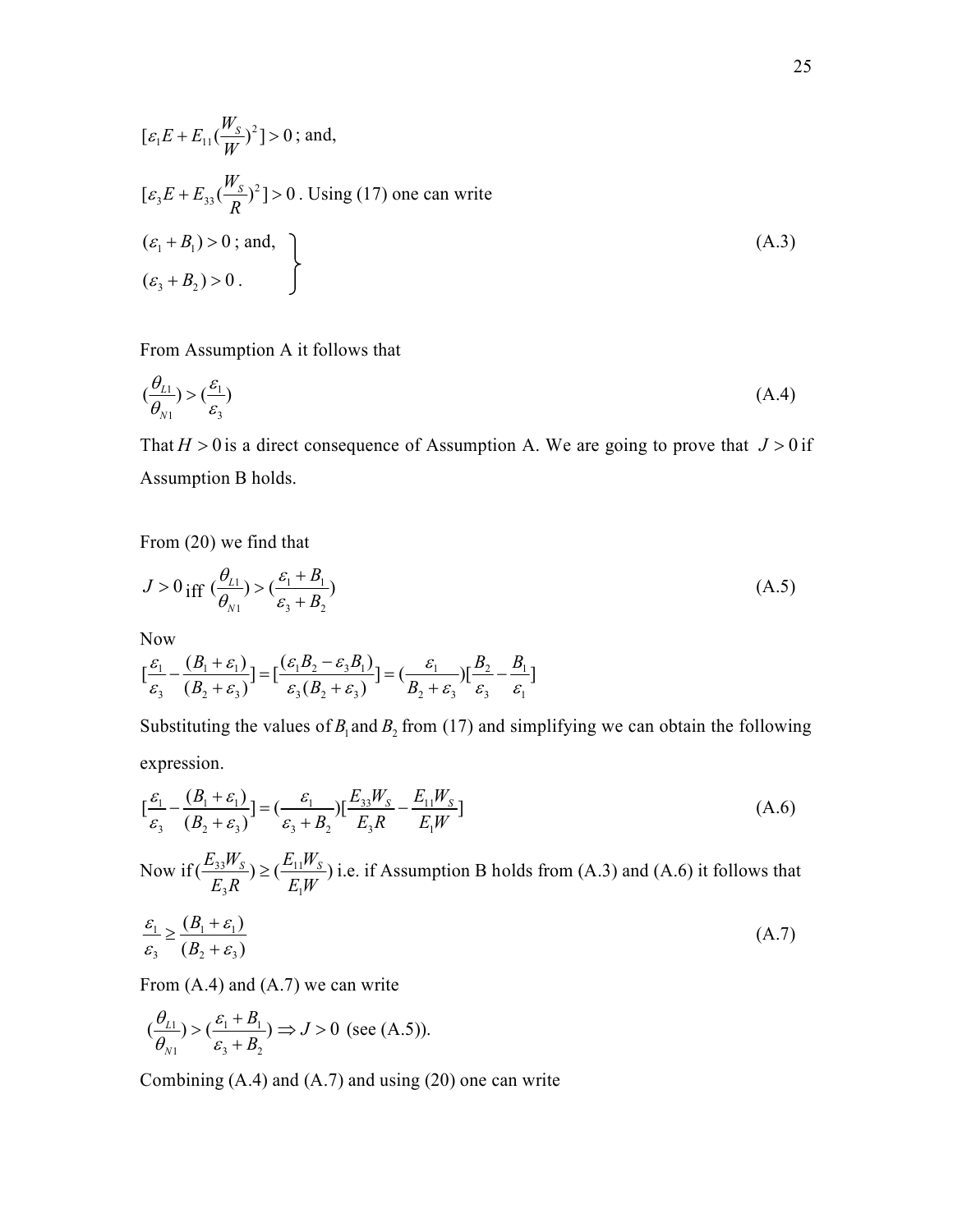$[\varepsilon_1 E + E_{11}(\frac{W_S}{W})^2] > 0$ ; and,

$[\varepsilon_3 E + E_{33}(\frac{W_S}{R})^2] > 0$ . Using (17) one can write

$$\left.\begin{aligned}&(\varepsilon_1 + B_1) > 0 \text{ ; and,}\\&(\varepsilon_3 + B_2) > 0 .\end{aligned}\right\} \tag{A.3}$$

From Assumption A it follows that

$$(\frac{\theta_{L1}}{\theta_{N1}}) > (\frac{\varepsilon_1}{\varepsilon_3}) \tag{A.4}$$

That $H > 0$ is a direct consequence of Assumption A. We are going to prove that $J > 0$ if Assumption B holds.

From (20) we find that

$$J > 0 \text{ iff } (\frac{\theta_{L1}}{\theta_{N1}}) > (\frac{\varepsilon_1 + B_1}{\varepsilon_3 + B_2}) \tag{A.5}$$

Now

$$[\frac{\varepsilon_1}{\varepsilon_3} - \frac{(B_1 + \varepsilon_1)}{(B_2 + \varepsilon_3)}] = [\frac{(\varepsilon_1 B_2 - \varepsilon_3 B_1)}{\varepsilon_3 (B_2 + \varepsilon_3)}] = (\frac{\varepsilon_1}{B_2 + \varepsilon_3})[\frac{B_2}{\varepsilon_3} - \frac{B_1}{\varepsilon_1}]$$

Substituting the values of $B_1$ and $B_2$ from (17) and simplifying we can obtain the following expression.

$$[\frac{\varepsilon_1}{\varepsilon_3} - \frac{(B_1 + \varepsilon_1)}{(B_2 + \varepsilon_3)}] = (\frac{\varepsilon_1}{\varepsilon_3 + B_2})[\frac{E_{33} W_S}{E_3 R} - \frac{E_{11} W_S}{E_1 W}] \tag{A.6}$$

Now if $(\frac{E_{33} W_S}{E_3 R}) \geq (\frac{E_{11} W_S}{E_1 W})$ i.e. if Assumption B holds from (A.3) and (A.6) it follows that

$$\frac{\varepsilon_1}{\varepsilon_3} \geq \frac{(B_1 + \varepsilon_1)}{(B_2 + \varepsilon_3)} \tag{A.7}$$

From (A.4) and (A.7) we can write

$(\frac{\theta_{L1}}{\theta_{N1}}) > (\frac{\varepsilon_1 + B_1}{\varepsilon_3 + B_2}) \Rightarrow J > 0$ (see (A.5)).

Combining (A.4) and (A.7) and using (20) one can write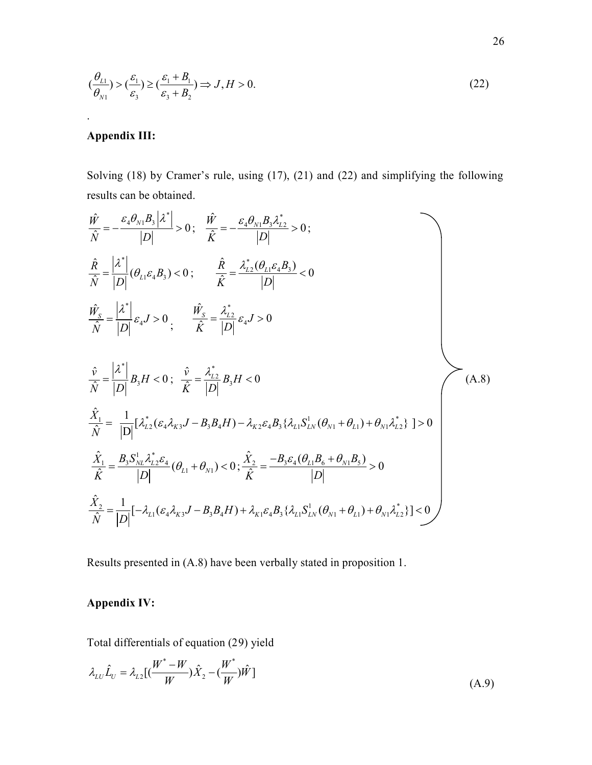$$(\frac{\theta_{L1}}{\theta_{N1}}) > (\frac{\varepsilon_1}{\varepsilon_3}) \geq (\frac{\varepsilon_1 + B_1}{\varepsilon_3 + B_2}) \Rightarrow J, H > 0. \tag{22}$$

.

### Appendix III:

Solving (18) by Cramer's rule, using (17), (21) and (22) and simplifying the following results can be obtained.

$$\left.\begin{array}{l}
\frac{\hat{W}}{\hat{N}} = -\frac{\varepsilon_4 \theta_{N1} B_3 \left|\lambda^*\right|}{|D|} > 0; \quad \frac{\hat{W}}{\hat{K}} = -\frac{\varepsilon_4 \theta_{N1} B_3 \lambda_{L2}^*}{|D|} > 0; \\
\frac{\hat{R}}{\hat{N}} = \frac{\left|\lambda^*\right|}{|D|}(\theta_{L1}\varepsilon_4 B_3) < 0; \qquad \frac{\hat{R}}{\hat{K}} = \frac{\lambda_{L2}^*(\theta_{L1}\varepsilon_4 B_3)}{|D|} < 0 \\
\frac{\hat{W}_S}{\hat{N}} = \frac{\left|\lambda^*\right|}{|D|}\varepsilon_4 J > 0; \qquad \frac{\hat{W}_S}{\hat{K}} = \frac{\lambda_{L2}^*}{|D|}\varepsilon_4 J > 0 \\
\frac{\hat{v}}{\hat{N}} = \frac{\left|\lambda^*\right|}{|D|} B_3 H < 0; \quad \frac{\hat{v}}{\hat{K}} = \frac{\lambda_{L2}^*}{|D|} B_3 H < 0 \\
\frac{\hat{X}_1}{\hat{N}} = \frac{1}{|\mathrm{D}|}[\lambda_{L2}^*(\varepsilon_4 \lambda_{K3} J - B_3 B_4 H) - \lambda_{K2}\varepsilon_4 B_3\{\lambda_{L1} S_{LN}^1(\theta_{N1} + \theta_{L1}) + \theta_{N1}\lambda_{L2}^*\}\ ] > 0 \\
\frac{\hat{X}_1}{\hat{K}} = \frac{B_3 S_{NL}^1 \lambda_{L2}^* \varepsilon_4}{|D|}(\theta_{L1} + \theta_{N1}) < 0; \frac{\hat{X}_2}{\hat{K}} = \frac{-B_3 \varepsilon_4 (\theta_{L1} B_6 + \theta_{N1} B_5)}{|D|} > 0 \\
\frac{\hat{X}_2}{\hat{N}} = \frac{1}{|D|}[-\lambda_{L1}(\varepsilon_4 \lambda_{K3} J - B_3 B_4 H) + \lambda_{K1}\varepsilon_4 B_3\{\lambda_{L1} S_{LN}^1(\theta_{N1} + \theta_{L1}) + \theta_{N1}\lambda_{L2}^*\}] < 0
\end{array}\right\} \tag{A.8}$$

Results presented in (A.8) have been verbally stated in proposition 1.

### Appendix IV:

Total differentials of equation (29) yield

$$\lambda_{LU}\hat{L}_U = \lambda_{L2}[(\frac{W^* - W}{W})\hat{X}_2 - (\frac{W^*}{W})\hat{W}] \tag{A.9}$$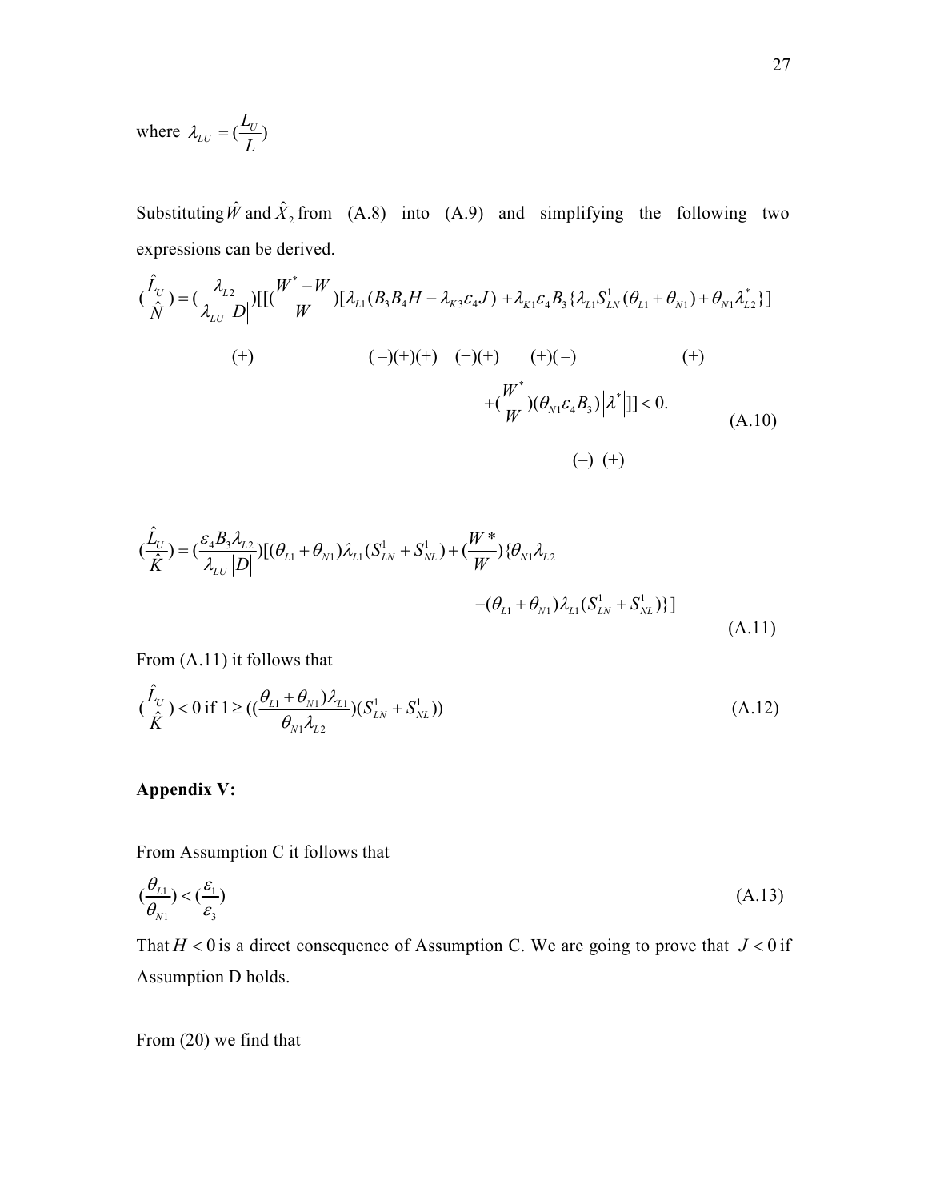where $\lambda_{LU} = (\frac{L_U}{L})$

Substituting $\hat{W}$ and $\hat{X}_2$ from (A.8) into (A.9) and simplifying the following two expressions can be derived.

$$(\frac{\hat{L}_U}{\hat{N}}) = (\frac{\lambda_{L2}}{\lambda_{LU}|D|})[[(\frac{W^* - W}{W})[\lambda_{L1}(B_3 B_4 H - \lambda_{K3}\varepsilon_4 J) + \lambda_{K1}\varepsilon_4 B_3\{\lambda_{L1}S^1_{LN}(\theta_{L1} + \theta_{N1}) + \theta_{N1}\lambda^*_{L2}\}]$$

$$\quad (+) \qquad\qquad (-)(+)(+) \quad (+)(+) \quad (+)(-) \qquad\qquad (+)$$

$$+ (\frac{W^*}{W})(\theta_{N1}\varepsilon_4 B_3)|\lambda^*|]] < 0. \tag{A.10}$$

$$(-)\ (+)$$

$$(\frac{\hat{L}_U}{\hat{K}}) = (\frac{\varepsilon_4 B_3 \lambda_{L2}}{\lambda_{LU}|D|})[(\theta_{L1} + \theta_{N1})\lambda_{L1}(S^1_{LN} + S^1_{NL}) + (\frac{W^*}{W})\{\theta_{N1}\lambda_{L2} - (\theta_{L1} + \theta_{N1})\lambda_{L1}(S^1_{LN} + S^1_{NL})\}] \tag{A.11}$$

From (A.11) it follows that

$$(\frac{\hat{L}_U}{\hat{K}}) < 0 \text{ if } 1 \geq ((\frac{\theta_{L1} + \theta_{N1})\lambda_{L1}}{\theta_{N1}\lambda_{L2}})(S^1_{LN} + S^1_{NL})) \tag{A.12}$$

**Appendix V:**

From Assumption C it follows that

$$(\frac{\theta_{L1}}{\theta_{N1}}) < (\frac{\varepsilon_1}{\varepsilon_3}) \tag{A.13}$$

That $H < 0$ is a direct consequence of Assumption C. We are going to prove that $J < 0$ if Assumption D holds.

From (20) we find that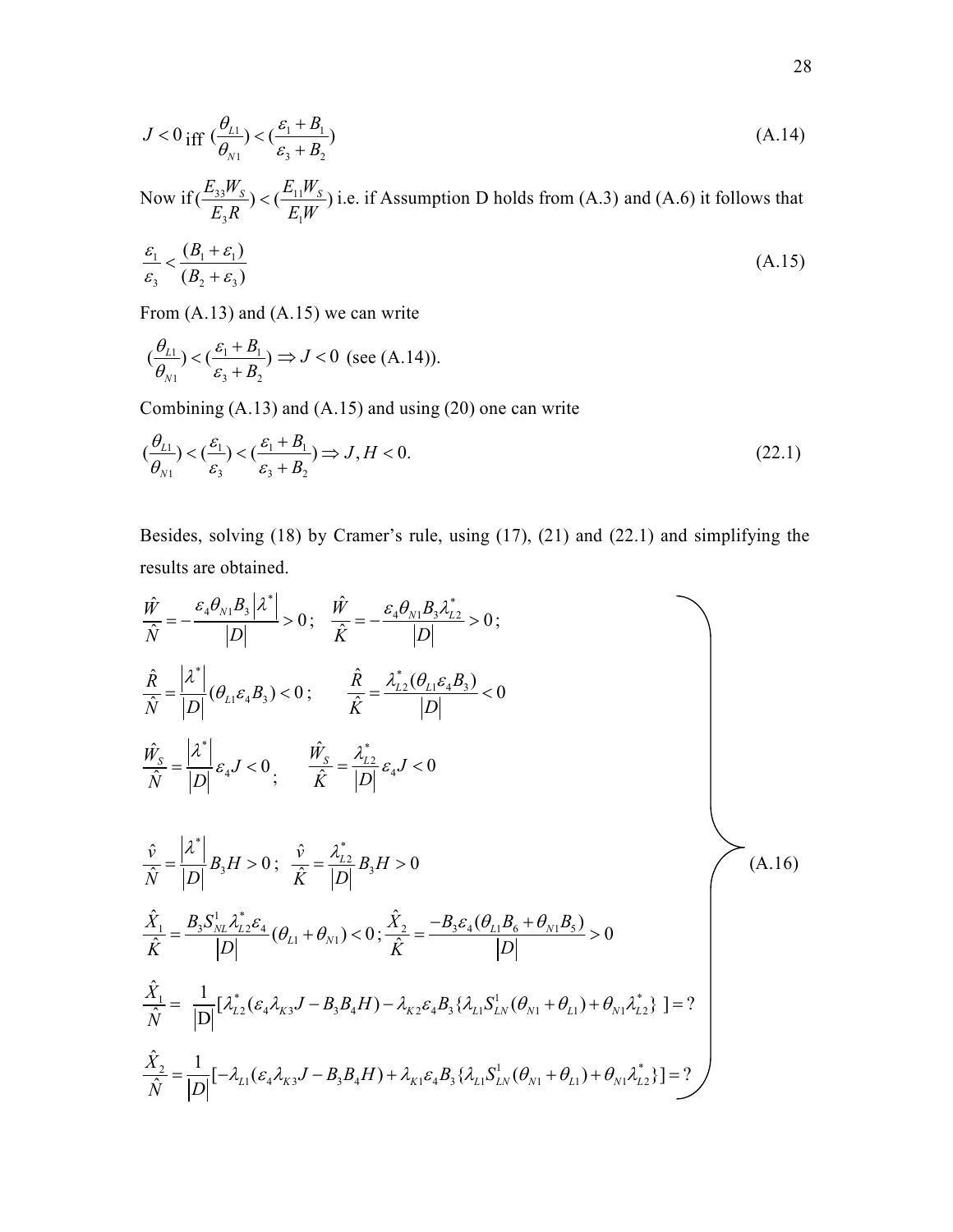$$J < 0 \text{ iff } (\frac{\theta_{L1}}{\theta_{N1}}) < (\frac{\varepsilon_1 + B_1}{\varepsilon_3 + B_2}) \tag{A.14}$$

Now if $(\frac{E_{33}W_S}{E_3 R}) < (\frac{E_{11}W_S}{E_1 W})$ i.e. if Assumption D holds from (A.3) and (A.6) it follows that

$$\frac{\varepsilon_1}{\varepsilon_3} < \frac{(B_1 + \varepsilon_1)}{(B_2 + \varepsilon_3)} \tag{A.15}$$

From (A.13) and (A.15) we can write

$$(\frac{\theta_{L1}}{\theta_{N1}}) < (\frac{\varepsilon_1 + B_1}{\varepsilon_3 + B_2}) \Rightarrow J < 0 \text{ (see (A.14)).}$$

Combining (A.13) and (A.15) and using (20) one can write

$$(\frac{\theta_{L1}}{\theta_{N1}}) < (\frac{\varepsilon_1}{\varepsilon_3}) < (\frac{\varepsilon_1 + B_1}{\varepsilon_3 + B_2}) \Rightarrow J, H < 0. \tag{22.1}$$

Besides, solving (18) by Cramer's rule, using (17), (21) and (22.1) and simplifying the results are obtained.

$$\left.\begin{aligned}
&\frac{\hat{W}}{\hat{N}} = -\frac{\varepsilon_4 \theta_{N1} B_3 |\lambda^*|}{|D|} > 0; \quad \frac{\hat{W}}{\hat{K}} = -\frac{\varepsilon_4 \theta_{N1} B_3 \lambda^*_{L2}}{|D|} > 0; \\
&\frac{\hat{R}}{\hat{N}} = \frac{|\lambda^*|}{|D|}(\theta_{L1}\varepsilon_4 B_3) < 0; \qquad \frac{\hat{R}}{\hat{K}} = \frac{\lambda^*_{L2}(\theta_{L1}\varepsilon_4 B_3)}{|D|} < 0 \\
&\frac{\hat{W}_S}{\hat{N}} = \frac{|\lambda^*|}{|D|}\varepsilon_4 J < 0; \qquad \frac{\hat{W}_S}{\hat{K}} = \frac{\lambda^*_{L2}}{|D|}\varepsilon_4 J < 0 \\
&\frac{\hat{v}}{\hat{N}} = \frac{|\lambda^*|}{|D|} B_3 H > 0; \quad \frac{\hat{v}}{\hat{K}} = \frac{\lambda^*_{L2}}{|D|} B_3 H > 0 \\
&\frac{\hat{X}_1}{\hat{K}} = \frac{B_3 S^1_{NL} \lambda^*_{L2} \varepsilon_4}{|D|}(\theta_{L1} + \theta_{N1}) < 0; \quad \frac{\hat{X}_2}{\hat{K}} = \frac{-B_3 \varepsilon_4 (\theta_{L1} B_6 + \theta_{N1} B_5)}{|D|} > 0 \\
&\frac{\hat{X}_1}{\hat{N}} = \frac{1}{|D|}[\lambda^*_{L2}(\varepsilon_4 \lambda_{K3} J - B_3 B_4 H) - \lambda_{K2}\varepsilon_4 B_3 \{\lambda_{L1} S^1_{LN}(\theta_{N1} + \theta_{L1}) + \theta_{N1}\lambda^*_{L2}\}\ ] = ? \\
&\frac{\hat{X}_2}{\hat{N}} = \frac{1}{|D|}[-\lambda_{L1}(\varepsilon_4 \lambda_{K3} J - B_3 B_4 H) + \lambda_{K1}\varepsilon_4 B_3 \{\lambda_{L1} S^1_{LN}(\theta_{N1} + \theta_{L1}) + \theta_{N1}\lambda^*_{L2}\}] = ?
\end{aligned}\right\} \tag{A.16}$$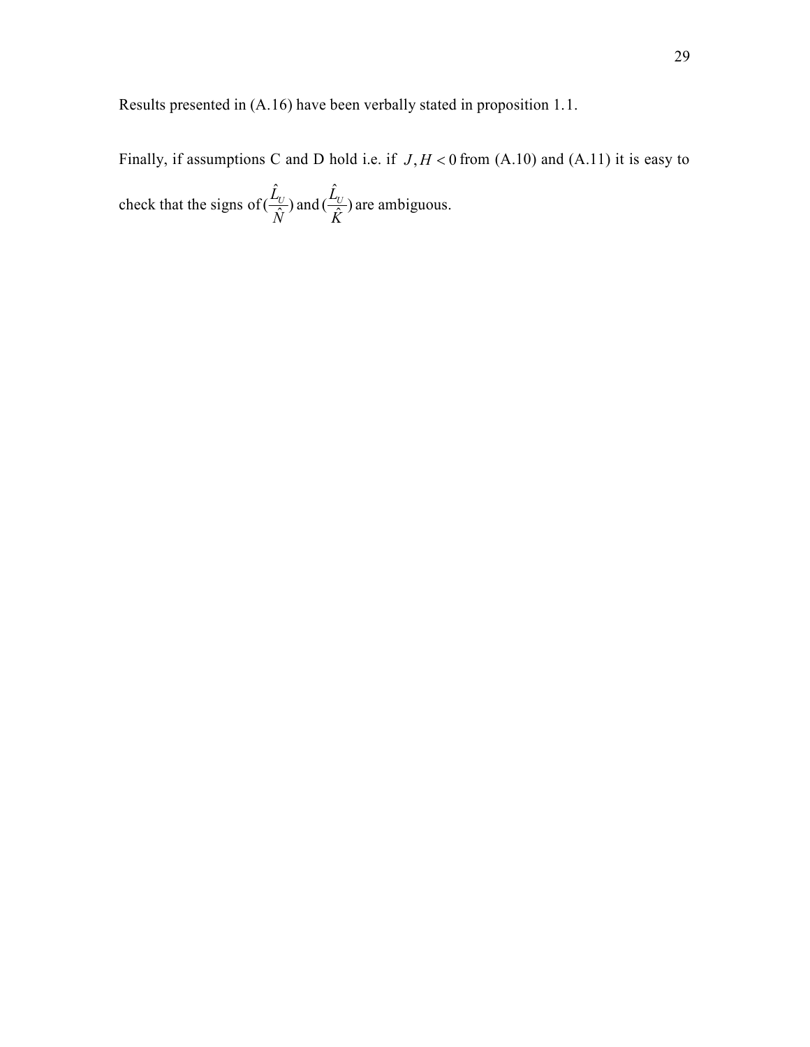Results presented in (A.16) have been verbally stated in proposition 1.1.

Finally, if assumptions C and D hold i.e. if $J, H < 0$ from (A.10) and (A.11) it is easy to check that the signs of $(\frac{\hat{L}_U}{\hat{N}})$ and $(\frac{\hat{L}_U}{\hat{K}})$ are ambiguous.